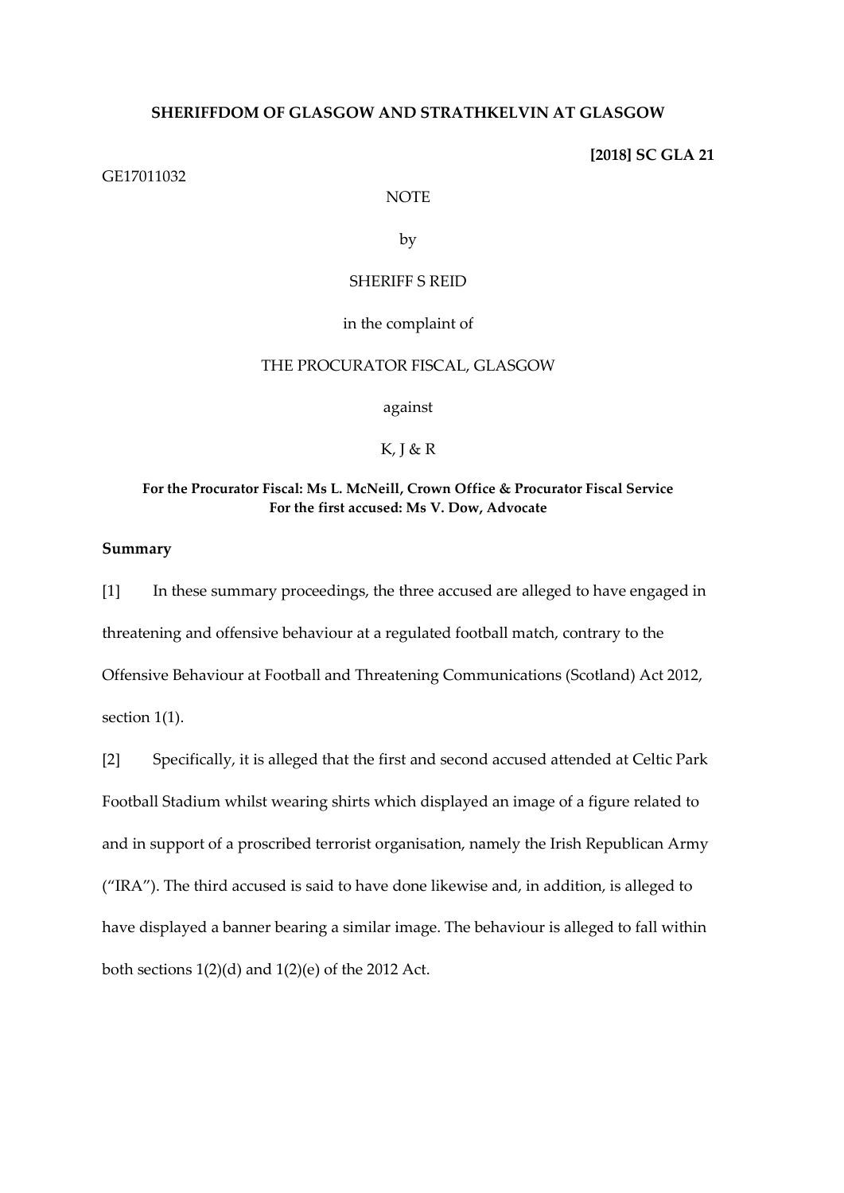**SHERIFFDOM OF GLASGOW AND STRATHKELVIN AT GLASGOW**

**[2018] SC GLA 21**

GE17011032

NOTE

by

SHERIFF S REID

in the complaint of

THE PROCURATOR FISCAL, GLASGOW

against

K, J & R

**For the Procurator Fiscal: Ms L. McNeill, Crown Office & Procurator Fiscal Service**
**For the first accused: Ms V. Dow, Advocate**

**Summary**

[1] In these summary proceedings, the three accused are alleged to have engaged in threatening and offensive behaviour at a regulated football match, contrary to the Offensive Behaviour at Football and Threatening Communications (Scotland) Act 2012, section 1(1).

[2] Specifically, it is alleged that the first and second accused attended at Celtic Park Football Stadium whilst wearing shirts which displayed an image of a figure related to and in support of a proscribed terrorist organisation, namely the Irish Republican Army ("IRA"). The third accused is said to have done likewise and, in addition, is alleged to have displayed a banner bearing a similar image. The behaviour is alleged to fall within both sections 1(2)(d) and 1(2)(e) of the 2012 Act.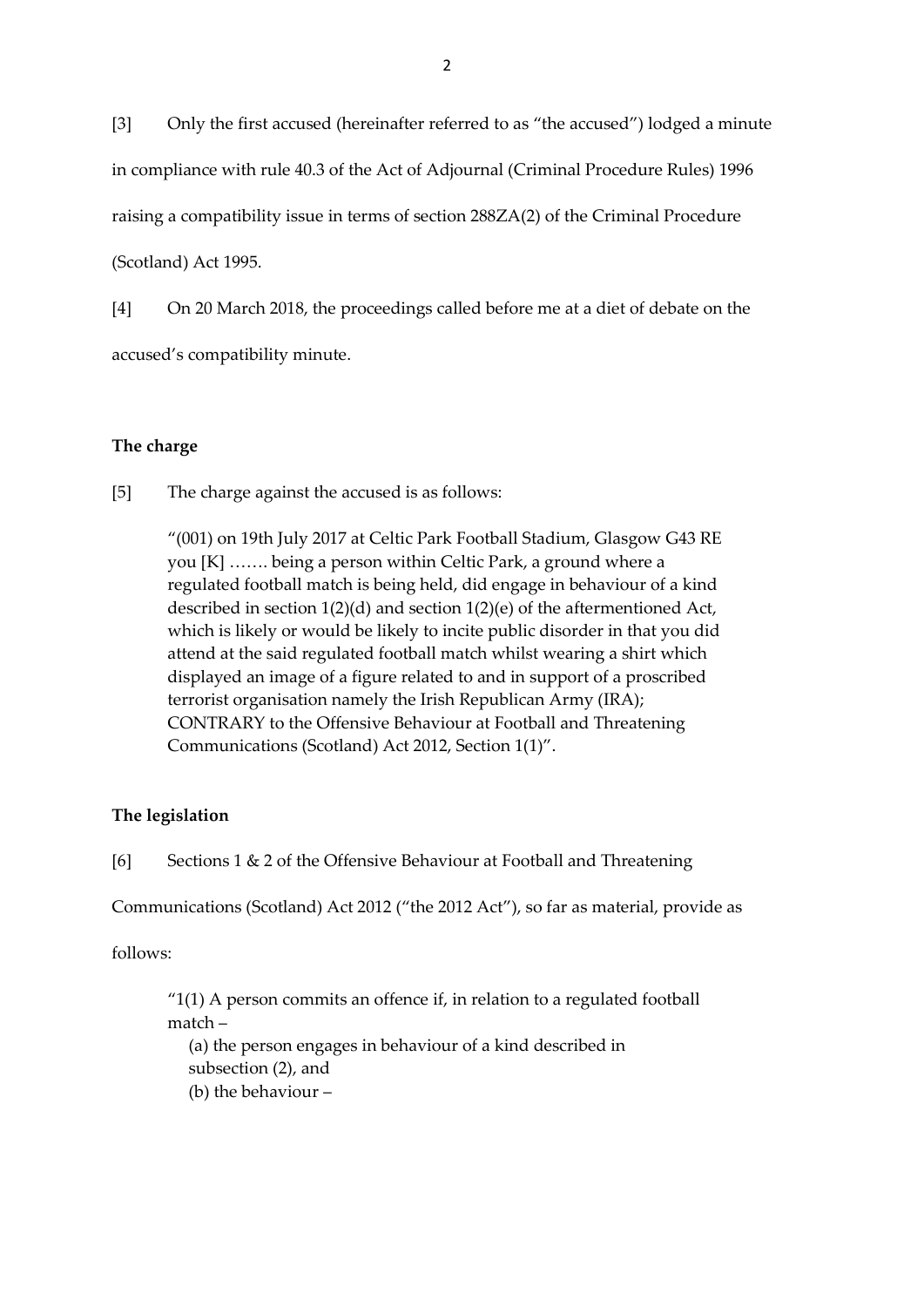[3] Only the first accused (hereinafter referred to as "the accused") lodged a minute in compliance with rule 40.3 of the Act of Adjournal (Criminal Procedure Rules) 1996 raising a compatibility issue in terms of section 288ZA(2) of the Criminal Procedure (Scotland) Act 1995.

[4] On 20 March 2018, the proceedings called before me at a diet of debate on the accused's compatibility minute.

**The charge**

[5] The charge against the accused is as follows:

> "(001) on 19th July 2017 at Celtic Park Football Stadium, Glasgow G43 RE you [K] ……. being a person within Celtic Park, a ground where a regulated football match is being held, did engage in behaviour of a kind described in section 1(2)(d) and section 1(2)(e) of the aftermentioned Act, which is likely or would be likely to incite public disorder in that you did attend at the said regulated football match whilst wearing a shirt which displayed an image of a figure related to and in support of a proscribed terrorist organisation namely the Irish Republican Army (IRA); CONTRARY to the Offensive Behaviour at Football and Threatening Communications (Scotland) Act 2012, Section 1(1)".

**The legislation**

[6] Sections 1 & 2 of the Offensive Behaviour at Football and Threatening Communications (Scotland) Act 2012 ("the 2012 Act"), so far as material, provide as follows:

> "1(1) A person commits an offence if, in relation to a regulated football match –
>
> (a) the person engages in behaviour of a kind described in subsection (2), and
>
> (b) the behaviour –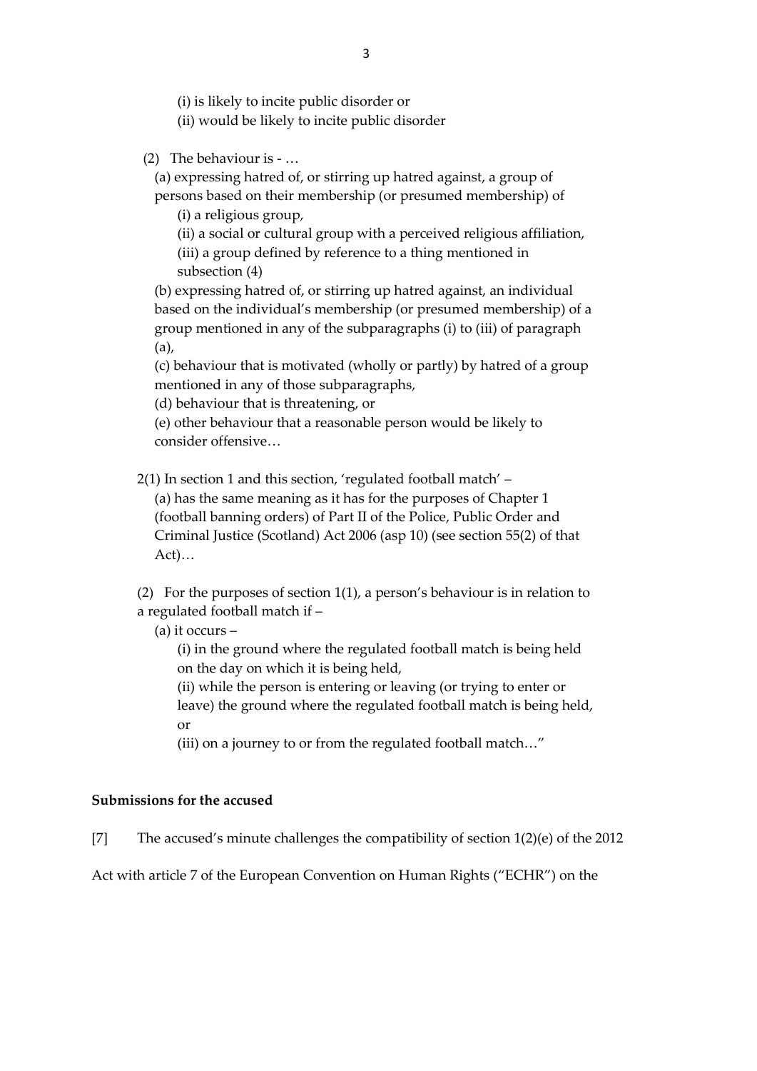(i) is likely to incite public disorder or

(ii) would be likely to incite public disorder

(2) The behaviour is - …

(a) expressing hatred of, or stirring up hatred against, a group of persons based on their membership (or presumed membership) of

(i) a religious group,

(ii) a social or cultural group with a perceived religious affiliation,

(iii) a group defined by reference to a thing mentioned in subsection (4)

(b) expressing hatred of, or stirring up hatred against, an individual based on the individual's membership (or presumed membership) of a group mentioned in any of the subparagraphs (i) to (iii) of paragraph (a),

(c) behaviour that is motivated (wholly or partly) by hatred of a group mentioned in any of those subparagraphs,

(d) behaviour that is threatening, or

(e) other behaviour that a reasonable person would be likely to consider offensive…

2(1) In section 1 and this section, 'regulated football match' –

(a) has the same meaning as it has for the purposes of Chapter 1 (football banning orders) of Part II of the Police, Public Order and Criminal Justice (Scotland) Act 2006 (asp 10) (see section 55(2) of that Act)…

(2) For the purposes of section 1(1), a person's behaviour is in relation to a regulated football match if –

(a) it occurs –

(i) in the ground where the regulated football match is being held on the day on which it is being held,

(ii) while the person is entering or leaving (or trying to enter or leave) the ground where the regulated football match is being held, or

(iii) on a journey to or from the regulated football match…"

**Submissions for the accused**

[7] The accused's minute challenges the compatibility of section 1(2)(e) of the 2012 Act with article 7 of the European Convention on Human Rights ("ECHR") on the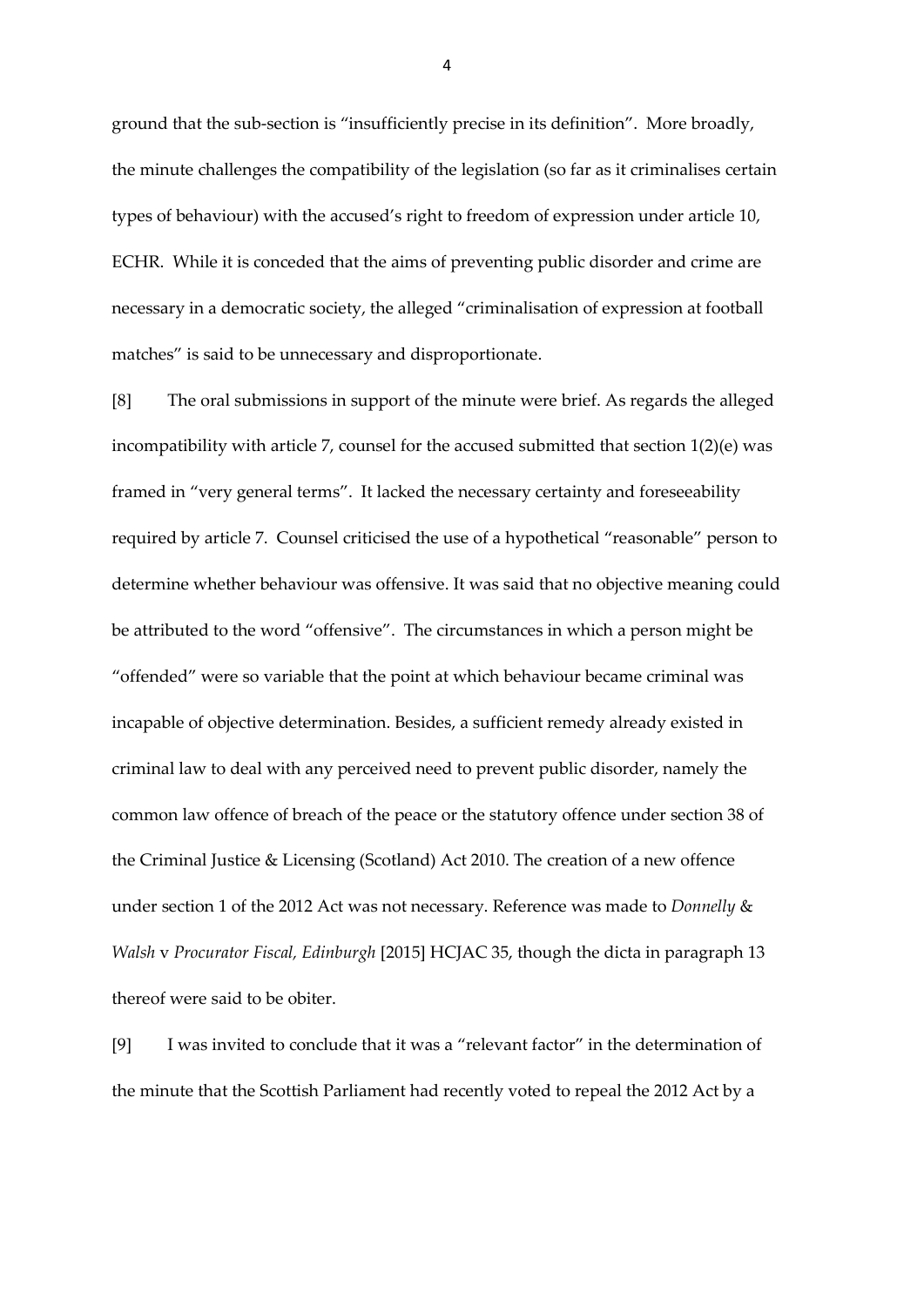ground that the sub-section is "insufficiently precise in its definition". More broadly, the minute challenges the compatibility of the legislation (so far as it criminalises certain types of behaviour) with the accused's right to freedom of expression under article 10, ECHR. While it is conceded that the aims of preventing public disorder and crime are necessary in a democratic society, the alleged "criminalisation of expression at football matches" is said to be unnecessary and disproportionate.

[8] The oral submissions in support of the minute were brief. As regards the alleged incompatibility with article 7, counsel for the accused submitted that section 1(2)(e) was framed in "very general terms". It lacked the necessary certainty and foreseeability required by article 7. Counsel criticised the use of a hypothetical "reasonable" person to determine whether behaviour was offensive. It was said that no objective meaning could be attributed to the word "offensive". The circumstances in which a person might be "offended" were so variable that the point at which behaviour became criminal was incapable of objective determination. Besides, a sufficient remedy already existed in criminal law to deal with any perceived need to prevent public disorder, namely the common law offence of breach of the peace or the statutory offence under section 38 of the Criminal Justice & Licensing (Scotland) Act 2010. The creation of a new offence under section 1 of the 2012 Act was not necessary. Reference was made to *Donnelly* & *Walsh* v *Procurator Fiscal, Edinburgh* [2015] HCJAC 35, though the dicta in paragraph 13 thereof were said to be obiter.

[9] I was invited to conclude that it was a "relevant factor" in the determination of the minute that the Scottish Parliament had recently voted to repeal the 2012 Act by a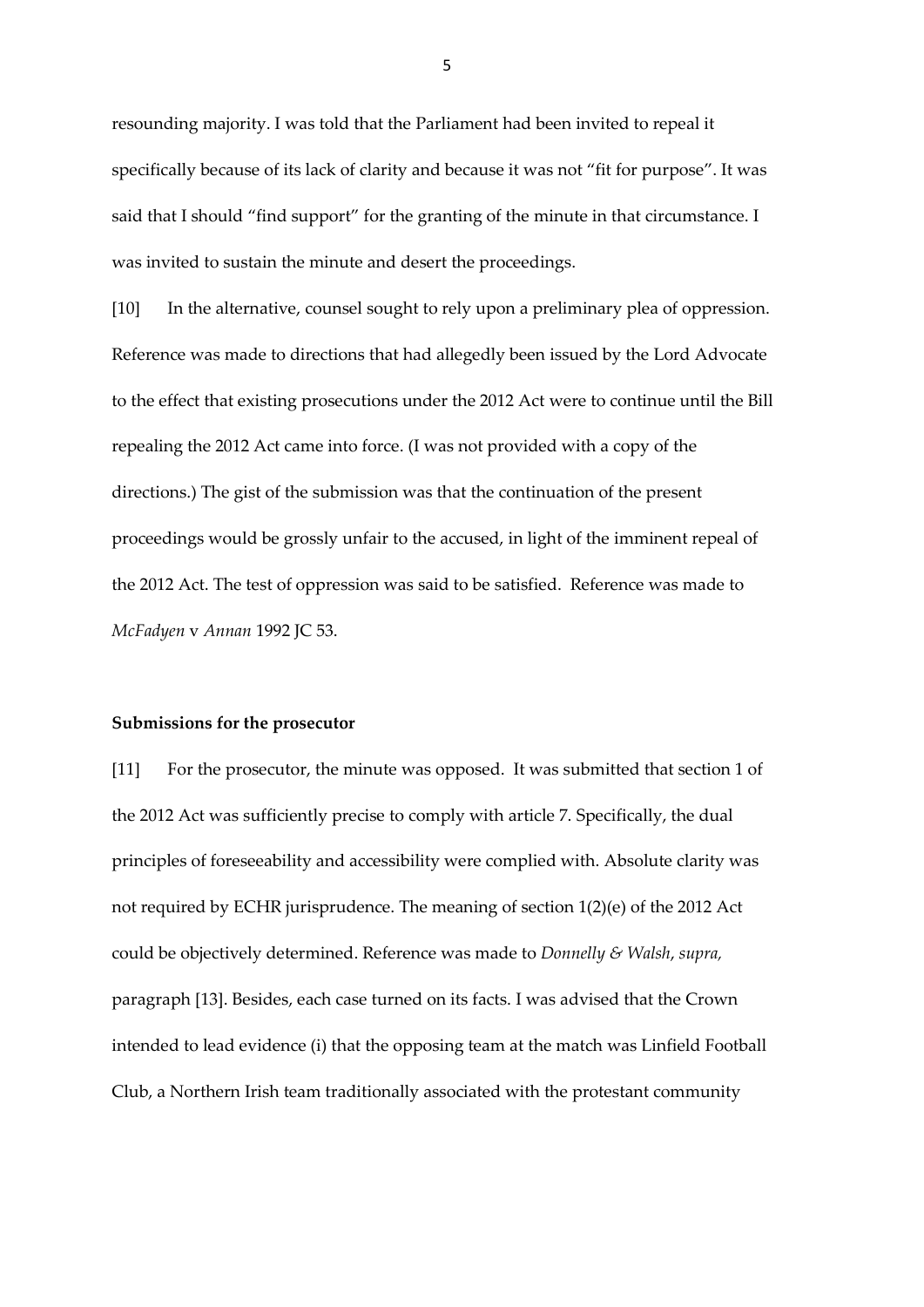resounding majority. I was told that the Parliament had been invited to repeal it specifically because of its lack of clarity and because it was not "fit for purpose". It was said that I should "find support" for the granting of the minute in that circumstance. I was invited to sustain the minute and desert the proceedings.

[10] In the alternative, counsel sought to rely upon a preliminary plea of oppression. Reference was made to directions that had allegedly been issued by the Lord Advocate to the effect that existing prosecutions under the 2012 Act were to continue until the Bill repealing the 2012 Act came into force. (I was not provided with a copy of the directions.) The gist of the submission was that the continuation of the present proceedings would be grossly unfair to the accused, in light of the imminent repeal of the 2012 Act. The test of oppression was said to be satisfied. Reference was made to *McFadyen* v *Annan* 1992 JC 53.

### Submissions for the prosecutor

[11] For the prosecutor, the minute was opposed. It was submitted that section 1 of the 2012 Act was sufficiently precise to comply with article 7. Specifically, the dual principles of foreseeability and accessibility were complied with. Absolute clarity was not required by ECHR jurisprudence. The meaning of section 1(2)(e) of the 2012 Act could be objectively determined. Reference was made to *Donnelly & Walsh*, *supra,* paragraph [13]. Besides, each case turned on its facts. I was advised that the Crown intended to lead evidence (i) that the opposing team at the match was Linfield Football Club, a Northern Irish team traditionally associated with the protestant community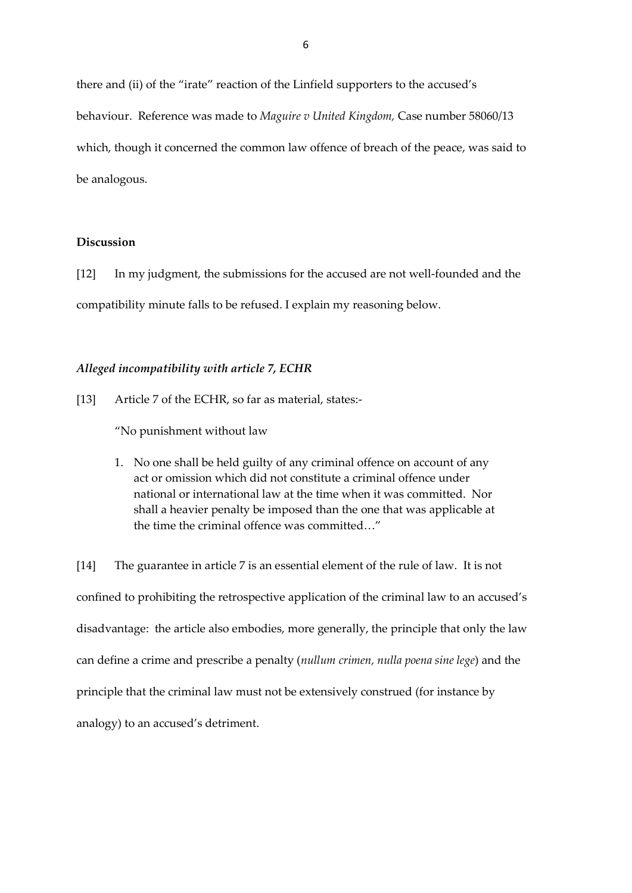there and (ii) of the "irate" reaction of the Linfield supporters to the accused's behaviour. Reference was made to *Maguire v United Kingdom,* Case number 58060/13 which, though it concerned the common law offence of breach of the peace, was said to be analogous.

**Discussion**

[12] In my judgment, the submissions for the accused are not well-founded and the compatibility minute falls to be refused. I explain my reasoning below.

***Alleged incompatibility with article 7, ECHR***

[13] Article 7 of the ECHR, so far as material, states:-

> "No punishment without law
>
> 1. No one shall be held guilty of any criminal offence on account of any act or omission which did not constitute a criminal offence under national or international law at the time when it was committed. Nor shall a heavier penalty be imposed than the one that was applicable at the time the criminal offence was committed…"

[14] The guarantee in article 7 is an essential element of the rule of law. It is not confined to prohibiting the retrospective application of the criminal law to an accused's disadvantage: the article also embodies, more generally, the principle that only the law can define a crime and prescribe a penalty (*nullum crimen, nulla poena sine lege*) and the principle that the criminal law must not be extensively construed (for instance by analogy) to an accused's detriment.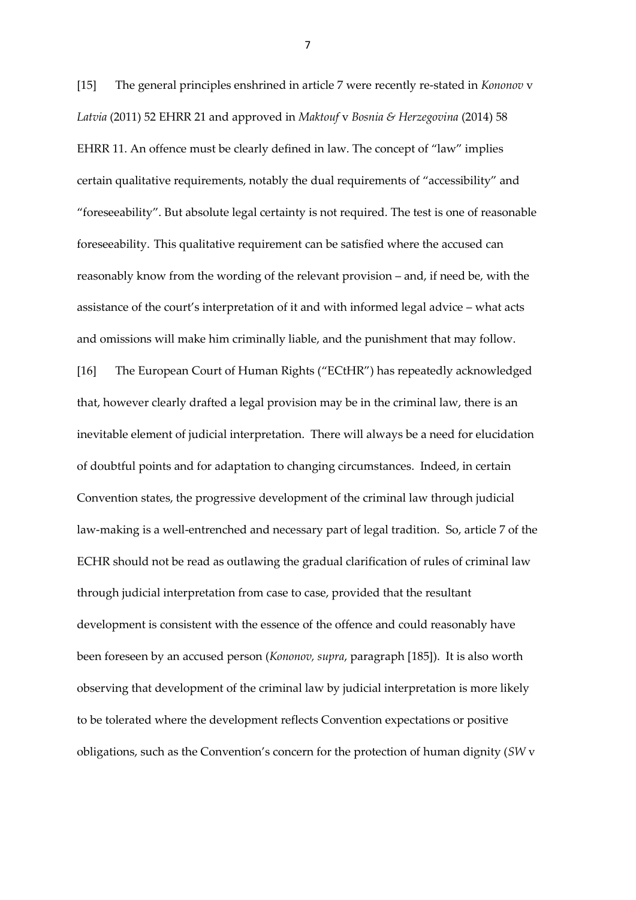[15] The general principles enshrined in article 7 were recently re-stated in *Kononov* v *Latvia* (2011) 52 EHRR 21 and approved in *Maktouf* v *Bosnia & Herzegovina* (2014) 58 EHRR 11. An offence must be clearly defined in law. The concept of "law" implies certain qualitative requirements, notably the dual requirements of "accessibility" and "foreseeability". But absolute legal certainty is not required. The test is one of reasonable foreseeability. This qualitative requirement can be satisfied where the accused can reasonably know from the wording of the relevant provision – and, if need be, with the assistance of the court's interpretation of it and with informed legal advice – what acts and omissions will make him criminally liable, and the punishment that may follow.

[16] The European Court of Human Rights ("ECtHR") has repeatedly acknowledged that, however clearly drafted a legal provision may be in the criminal law, there is an inevitable element of judicial interpretation. There will always be a need for elucidation of doubtful points and for adaptation to changing circumstances. Indeed, in certain Convention states, the progressive development of the criminal law through judicial law-making is a well-entrenched and necessary part of legal tradition. So, article 7 of the ECHR should not be read as outlawing the gradual clarification of rules of criminal law through judicial interpretation from case to case, provided that the resultant development is consistent with the essence of the offence and could reasonably have been foreseen by an accused person (*Kononov, supra*, paragraph [185]). It is also worth observing that development of the criminal law by judicial interpretation is more likely to be tolerated where the development reflects Convention expectations or positive obligations, such as the Convention's concern for the protection of human dignity (*SW* v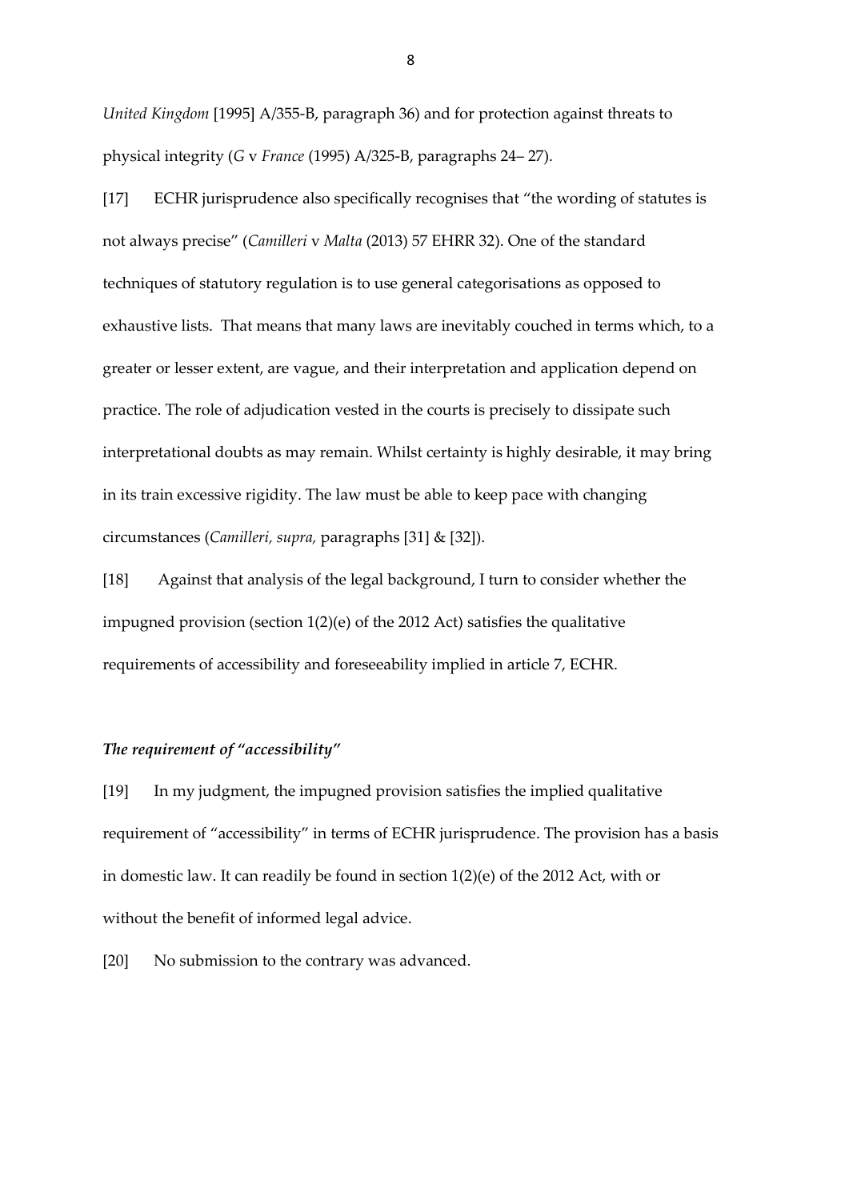*United Kingdom* [1995] A/355-B, paragraph 36) and for protection against threats to physical integrity (*G* v *France* (1995) A/325-B, paragraphs 24– 27).

[17] ECHR jurisprudence also specifically recognises that "the wording of statutes is not always precise" (*Camilleri* v *Malta* (2013) 57 EHRR 32). One of the standard techniques of statutory regulation is to use general categorisations as opposed to exhaustive lists. That means that many laws are inevitably couched in terms which, to a greater or lesser extent, are vague, and their interpretation and application depend on practice. The role of adjudication vested in the courts is precisely to dissipate such interpretational doubts as may remain. Whilst certainty is highly desirable, it may bring in its train excessive rigidity. The law must be able to keep pace with changing circumstances (*Camilleri, supra,* paragraphs [31] & [32]).

[18] Against that analysis of the legal background, I turn to consider whether the impugned provision (section 1(2)(e) of the 2012 Act) satisfies the qualitative requirements of accessibility and foreseeability implied in article 7, ECHR.

### *The requirement of "accessibility"*

[19] In my judgment, the impugned provision satisfies the implied qualitative requirement of "accessibility" in terms of ECHR jurisprudence. The provision has a basis in domestic law. It can readily be found in section 1(2)(e) of the 2012 Act, with or without the benefit of informed legal advice.

[20] No submission to the contrary was advanced.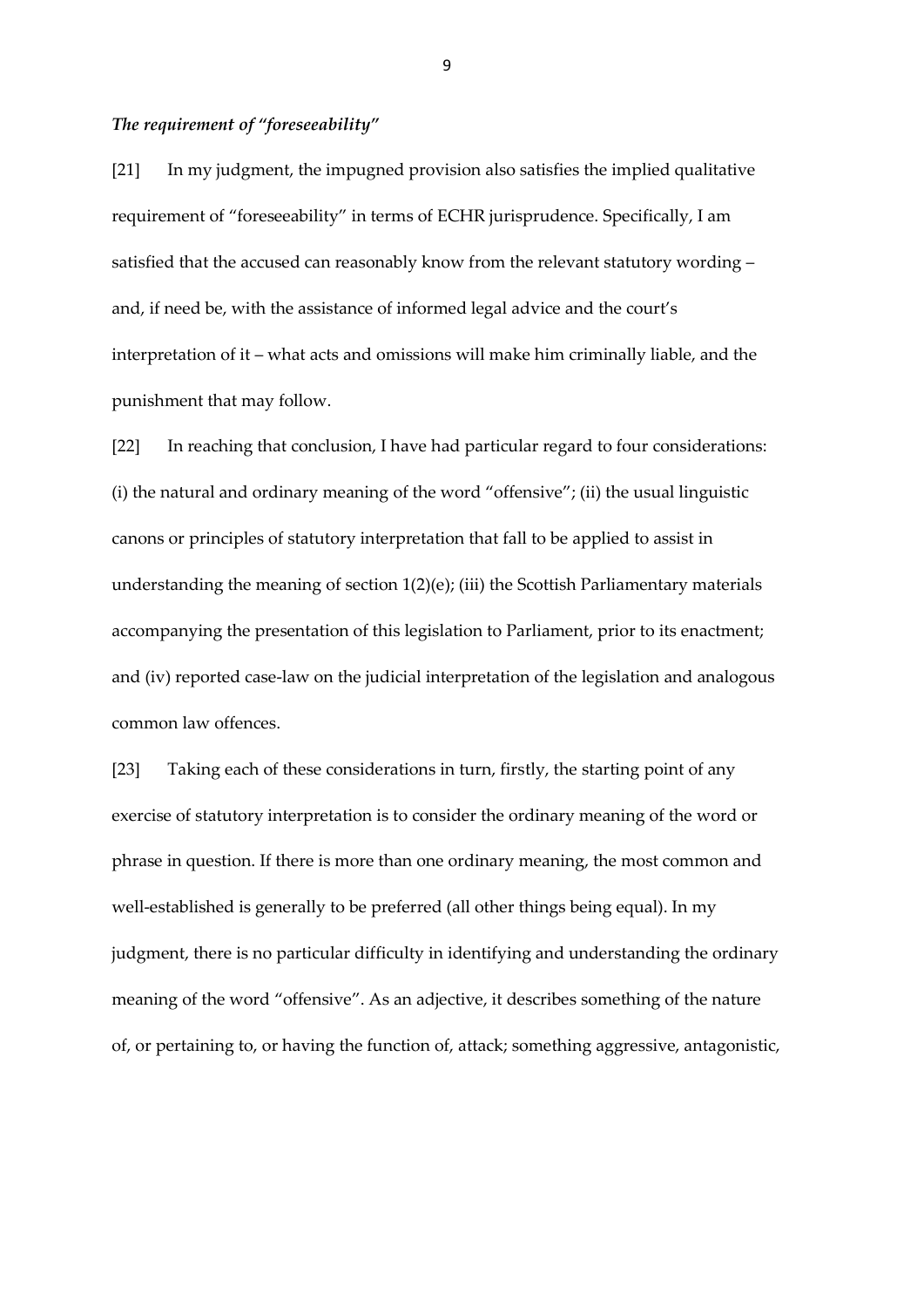***The requirement of "foreseeability"***

[21] In my judgment, the impugned provision also satisfies the implied qualitative requirement of "foreseeability" in terms of ECHR jurisprudence. Specifically, I am satisfied that the accused can reasonably know from the relevant statutory wording – and, if need be, with the assistance of informed legal advice and the court's interpretation of it – what acts and omissions will make him criminally liable, and the punishment that may follow.

[22] In reaching that conclusion, I have had particular regard to four considerations: (i) the natural and ordinary meaning of the word "offensive"; (ii) the usual linguistic canons or principles of statutory interpretation that fall to be applied to assist in understanding the meaning of section 1(2)(e); (iii) the Scottish Parliamentary materials accompanying the presentation of this legislation to Parliament, prior to its enactment; and (iv) reported case-law on the judicial interpretation of the legislation and analogous common law offences.

[23] Taking each of these considerations in turn, firstly, the starting point of any exercise of statutory interpretation is to consider the ordinary meaning of the word or phrase in question. If there is more than one ordinary meaning, the most common and well-established is generally to be preferred (all other things being equal). In my judgment, there is no particular difficulty in identifying and understanding the ordinary meaning of the word "offensive". As an adjective, it describes something of the nature of, or pertaining to, or having the function of, attack; something aggressive, antagonistic,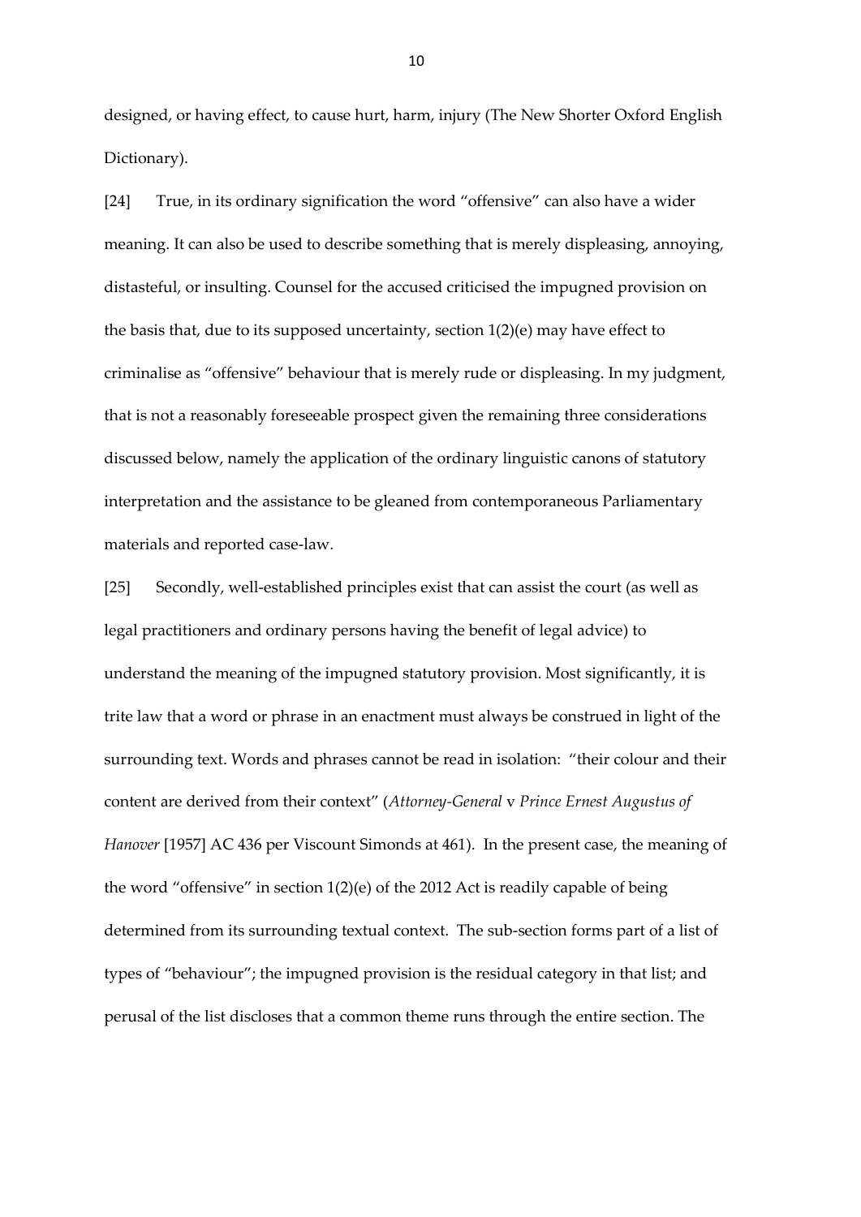designed, or having effect, to cause hurt, harm, injury (The New Shorter Oxford English Dictionary).

[24] True, in its ordinary signification the word "offensive" can also have a wider meaning. It can also be used to describe something that is merely displeasing, annoying, distasteful, or insulting. Counsel for the accused criticised the impugned provision on the basis that, due to its supposed uncertainty, section 1(2)(e) may have effect to criminalise as "offensive" behaviour that is merely rude or displeasing. In my judgment, that is not a reasonably foreseeable prospect given the remaining three considerations discussed below, namely the application of the ordinary linguistic canons of statutory interpretation and the assistance to be gleaned from contemporaneous Parliamentary materials and reported case-law.

[25] Secondly, well-established principles exist that can assist the court (as well as legal practitioners and ordinary persons having the benefit of legal advice) to understand the meaning of the impugned statutory provision. Most significantly, it is trite law that a word or phrase in an enactment must always be construed in light of the surrounding text. Words and phrases cannot be read in isolation: "their colour and their content are derived from their context" (*Attorney-General* v *Prince Ernest Augustus of Hanover* [1957] AC 436 per Viscount Simonds at 461). In the present case, the meaning of the word "offensive" in section 1(2)(e) of the 2012 Act is readily capable of being determined from its surrounding textual context. The sub-section forms part of a list of types of "behaviour"; the impugned provision is the residual category in that list; and perusal of the list discloses that a common theme runs through the entire section. The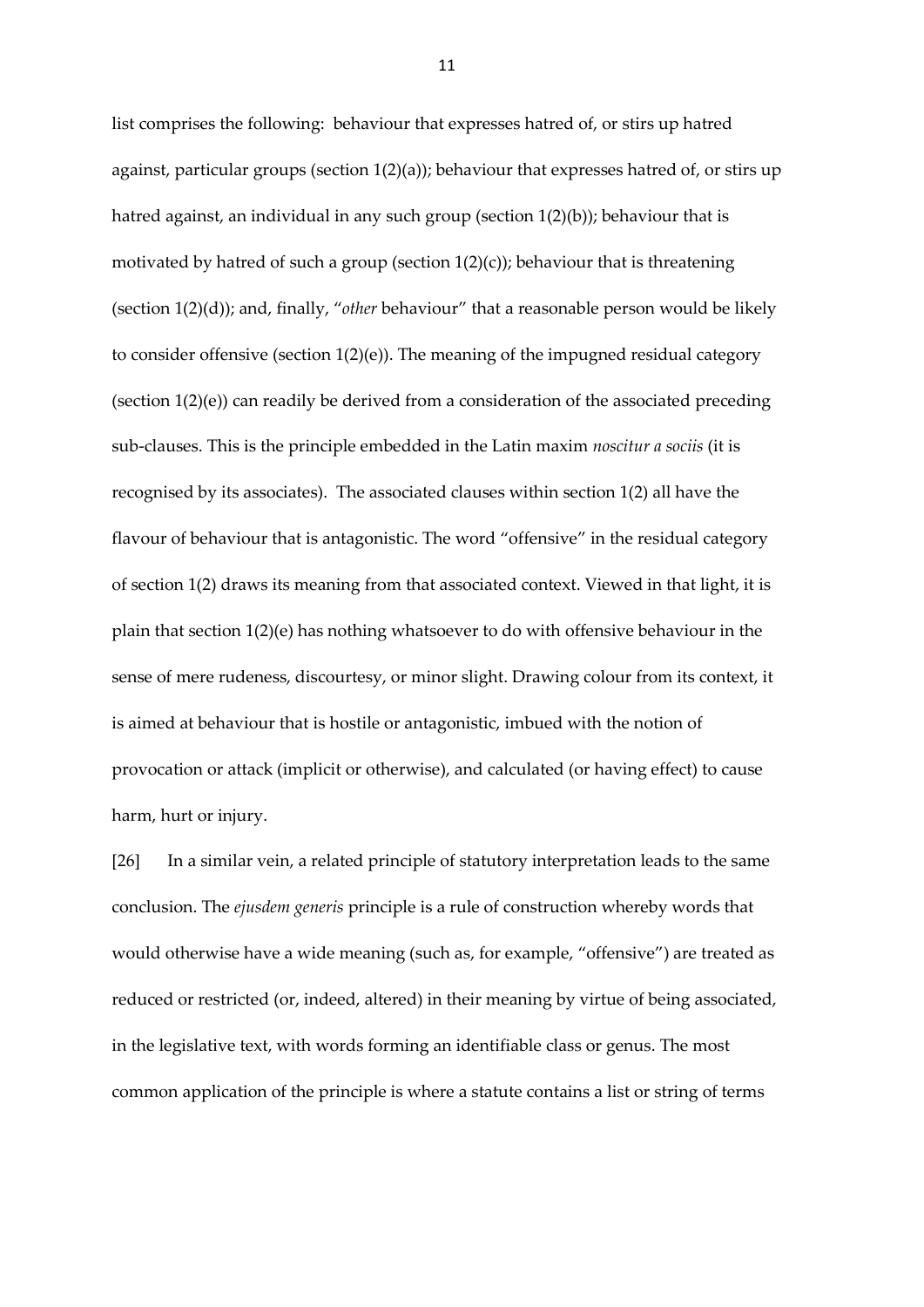list comprises the following: behaviour that expresses hatred of, or stirs up hatred against, particular groups (section 1(2)(a)); behaviour that expresses hatred of, or stirs up hatred against, an individual in any such group (section 1(2)(b)); behaviour that is motivated by hatred of such a group (section 1(2)(c)); behaviour that is threatening (section 1(2)(d)); and, finally, "*other* behaviour" that a reasonable person would be likely to consider offensive (section 1(2)(e)). The meaning of the impugned residual category (section 1(2)(e)) can readily be derived from a consideration of the associated preceding sub-clauses. This is the principle embedded in the Latin maxim *noscitur a sociis* (it is recognised by its associates). The associated clauses within section 1(2) all have the flavour of behaviour that is antagonistic. The word "offensive" in the residual category of section 1(2) draws its meaning from that associated context. Viewed in that light, it is plain that section 1(2)(e) has nothing whatsoever to do with offensive behaviour in the sense of mere rudeness, discourtesy, or minor slight. Drawing colour from its context, it is aimed at behaviour that is hostile or antagonistic, imbued with the notion of provocation or attack (implicit or otherwise), and calculated (or having effect) to cause harm, hurt or injury.

[26] In a similar vein, a related principle of statutory interpretation leads to the same conclusion. The *ejusdem generis* principle is a rule of construction whereby words that would otherwise have a wide meaning (such as, for example, "offensive") are treated as reduced or restricted (or, indeed, altered) in their meaning by virtue of being associated, in the legislative text, with words forming an identifiable class or genus. The most common application of the principle is where a statute contains a list or string of terms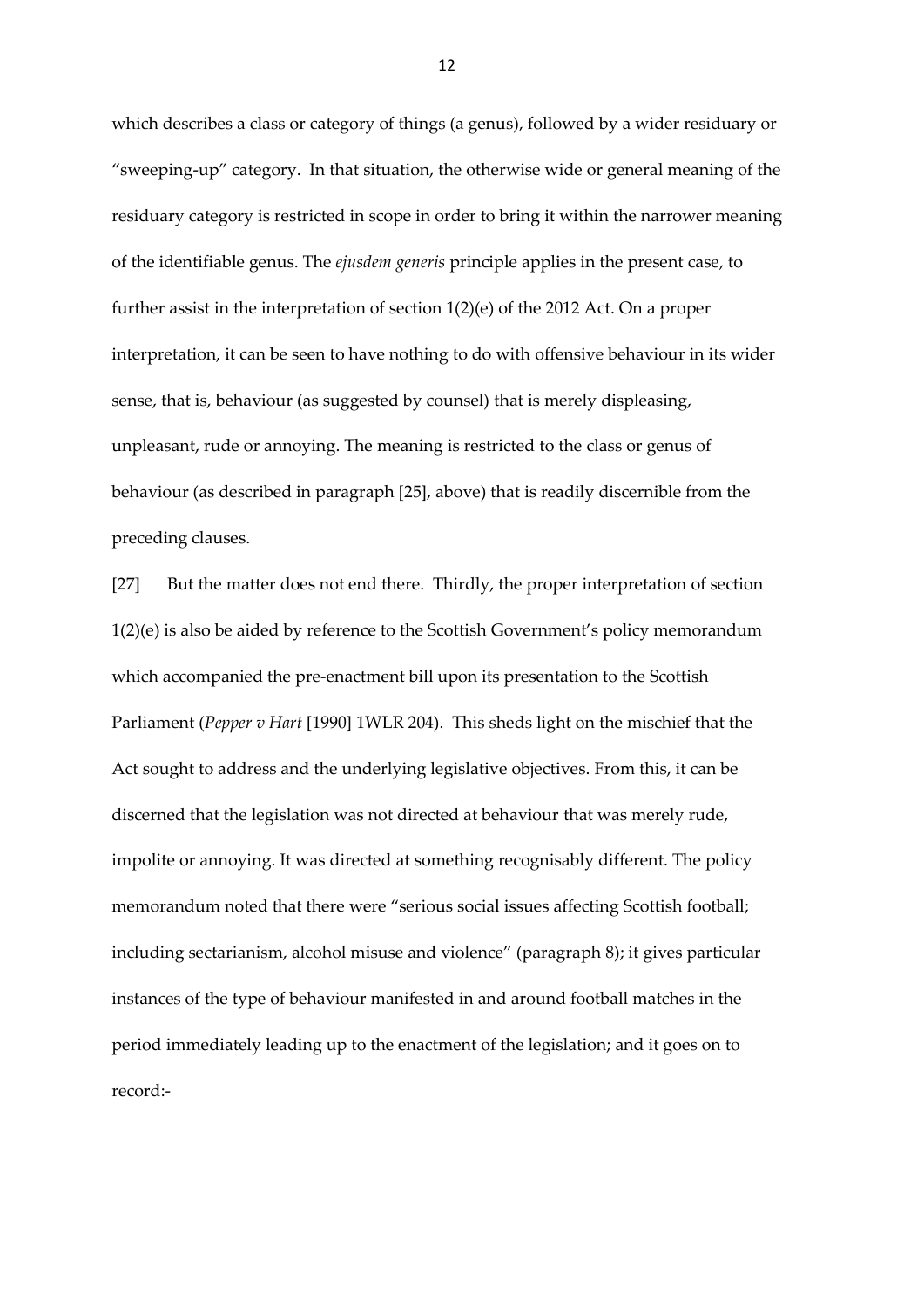which describes a class or category of things (a genus), followed by a wider residuary or "sweeping-up" category. In that situation, the otherwise wide or general meaning of the residuary category is restricted in scope in order to bring it within the narrower meaning of the identifiable genus. The *ejusdem generis* principle applies in the present case, to further assist in the interpretation of section 1(2)(e) of the 2012 Act. On a proper interpretation, it can be seen to have nothing to do with offensive behaviour in its wider sense, that is, behaviour (as suggested by counsel) that is merely displeasing, unpleasant, rude or annoying. The meaning is restricted to the class or genus of behaviour (as described in paragraph [25], above) that is readily discernible from the preceding clauses.

[27] But the matter does not end there. Thirdly, the proper interpretation of section 1(2)(e) is also be aided by reference to the Scottish Government's policy memorandum which accompanied the pre-enactment bill upon its presentation to the Scottish Parliament (*Pepper v Hart* [1990] 1WLR 204). This sheds light on the mischief that the Act sought to address and the underlying legislative objectives. From this, it can be discerned that the legislation was not directed at behaviour that was merely rude, impolite or annoying. It was directed at something recognisably different. The policy memorandum noted that there were "serious social issues affecting Scottish football; including sectarianism, alcohol misuse and violence" (paragraph 8); it gives particular instances of the type of behaviour manifested in and around football matches in the period immediately leading up to the enactment of the legislation; and it goes on to record:-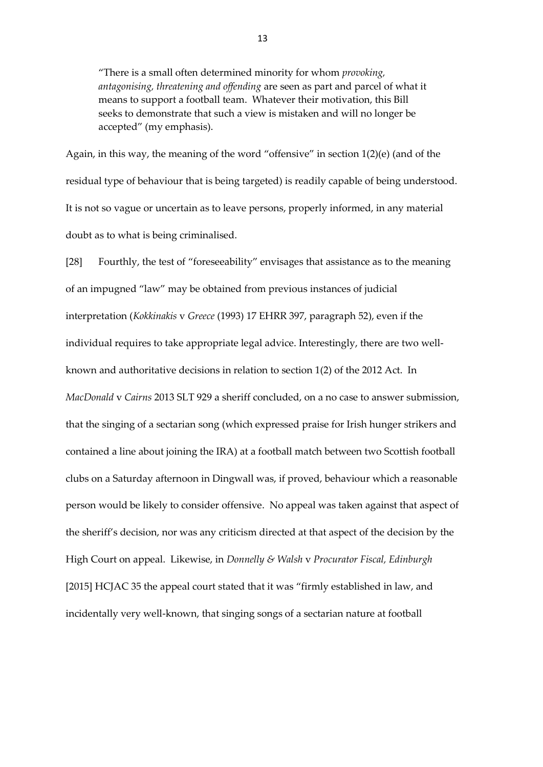> "There is a small often determined minority for whom *provoking, antagonising, threatening and offending* are seen as part and parcel of what it means to support a football team. Whatever their motivation, this Bill seeks to demonstrate that such a view is mistaken and will no longer be accepted" (my emphasis).

Again, in this way, the meaning of the word "offensive" in section 1(2)(e) (and of the residual type of behaviour that is being targeted) is readily capable of being understood. It is not so vague or uncertain as to leave persons, properly informed, in any material doubt as to what is being criminalised.

[28] Fourthly, the test of "foreseeability" envisages that assistance as to the meaning of an impugned "law" may be obtained from previous instances of judicial interpretation (*Kokkinakis* v *Greece* (1993) 17 EHRR 397, paragraph 52), even if the individual requires to take appropriate legal advice. Interestingly, there are two well-known and authoritative decisions in relation to section 1(2) of the 2012 Act. In *MacDonald* v *Cairns* 2013 SLT 929 a sheriff concluded, on a no case to answer submission, that the singing of a sectarian song (which expressed praise for Irish hunger strikers and contained a line about joining the IRA) at a football match between two Scottish football clubs on a Saturday afternoon in Dingwall was, if proved, behaviour which a reasonable person would be likely to consider offensive. No appeal was taken against that aspect of the sheriff's decision, nor was any criticism directed at that aspect of the decision by the High Court on appeal. Likewise, in *Donnelly & Walsh* v *Procurator Fiscal, Edinburgh* [2015] HCJAC 35 the appeal court stated that it was "firmly established in law, and incidentally very well-known, that singing songs of a sectarian nature at football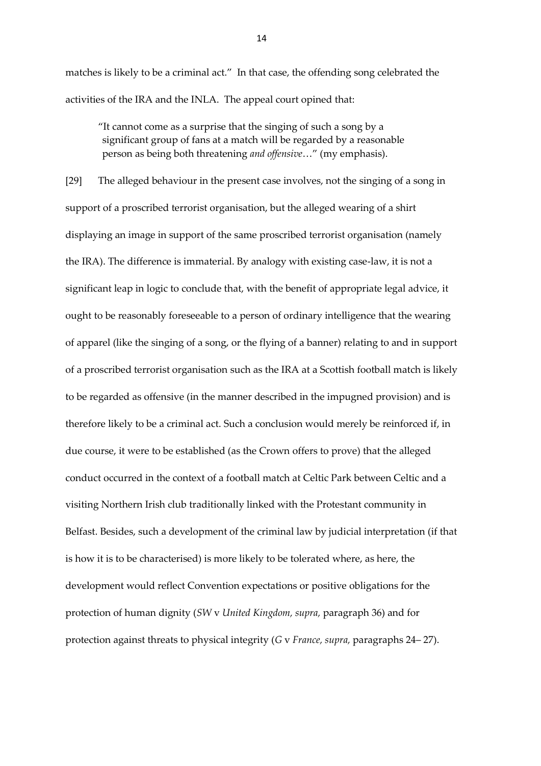matches is likely to be a criminal act." In that case, the offending song celebrated the activities of the IRA and the INLA. The appeal court opined that:

> "It cannot come as a surprise that the singing of such a song by a significant group of fans at a match will be regarded by a reasonable person as being both threatening *and offensive*…" (my emphasis).

[29] The alleged behaviour in the present case involves, not the singing of a song in support of a proscribed terrorist organisation, but the alleged wearing of a shirt displaying an image in support of the same proscribed terrorist organisation (namely the IRA). The difference is immaterial. By analogy with existing case-law, it is not a significant leap in logic to conclude that, with the benefit of appropriate legal advice, it ought to be reasonably foreseeable to a person of ordinary intelligence that the wearing of apparel (like the singing of a song, or the flying of a banner) relating to and in support of a proscribed terrorist organisation such as the IRA at a Scottish football match is likely to be regarded as offensive (in the manner described in the impugned provision) and is therefore likely to be a criminal act. Such a conclusion would merely be reinforced if, in due course, it were to be established (as the Crown offers to prove) that the alleged conduct occurred in the context of a football match at Celtic Park between Celtic and a visiting Northern Irish club traditionally linked with the Protestant community in Belfast. Besides, such a development of the criminal law by judicial interpretation (if that is how it is to be characterised) is more likely to be tolerated where, as here, the development would reflect Convention expectations or positive obligations for the protection of human dignity (*SW* v *United Kingdom, supra,* paragraph 36) and for protection against threats to physical integrity (*G* v *France, supra,* paragraphs 24– 27).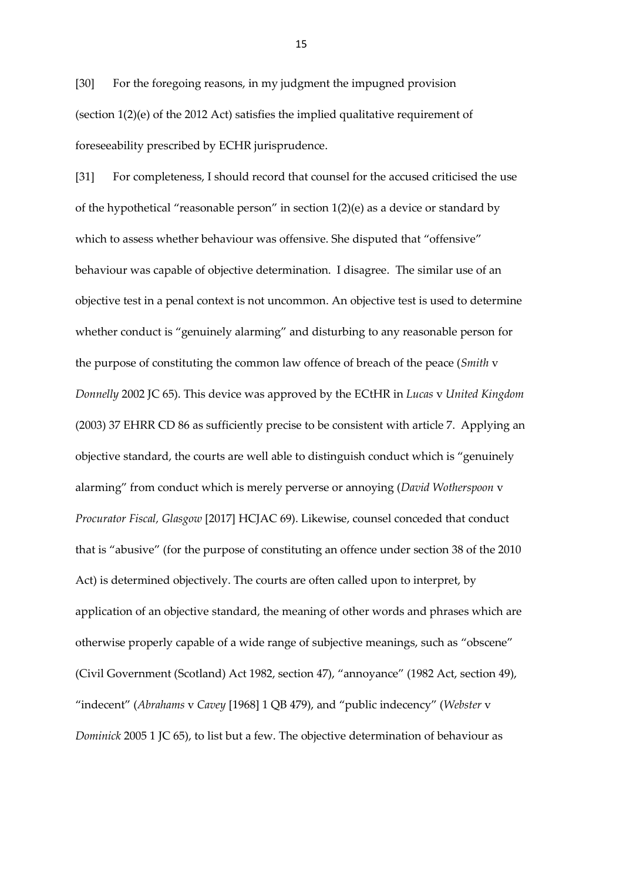[30] For the foregoing reasons, in my judgment the impugned provision (section 1(2)(e) of the 2012 Act) satisfies the implied qualitative requirement of foreseeability prescribed by ECHR jurisprudence.

[31] For completeness, I should record that counsel for the accused criticised the use of the hypothetical "reasonable person" in section 1(2)(e) as a device or standard by which to assess whether behaviour was offensive. She disputed that "offensive" behaviour was capable of objective determination. I disagree. The similar use of an objective test in a penal context is not uncommon. An objective test is used to determine whether conduct is "genuinely alarming" and disturbing to any reasonable person for the purpose of constituting the common law offence of breach of the peace (*Smith* v *Donnelly* 2002 JC 65). This device was approved by the ECtHR in *Lucas* v *United Kingdom* (2003) 37 EHRR CD 86 as sufficiently precise to be consistent with article 7. Applying an objective standard, the courts are well able to distinguish conduct which is "genuinely alarming" from conduct which is merely perverse or annoying (*David Wotherspoon* v *Procurator Fiscal, Glasgow* [2017] HCJAC 69). Likewise, counsel conceded that conduct that is "abusive" (for the purpose of constituting an offence under section 38 of the 2010 Act) is determined objectively. The courts are often called upon to interpret, by application of an objective standard, the meaning of other words and phrases which are otherwise properly capable of a wide range of subjective meanings, such as "obscene" (Civil Government (Scotland) Act 1982, section 47), "annoyance" (1982 Act, section 49), "indecent" (*Abrahams* v *Cavey* [1968] 1 QB 479), and "public indecency" (*Webster* v *Dominick* 2005 1 JC 65), to list but a few. The objective determination of behaviour as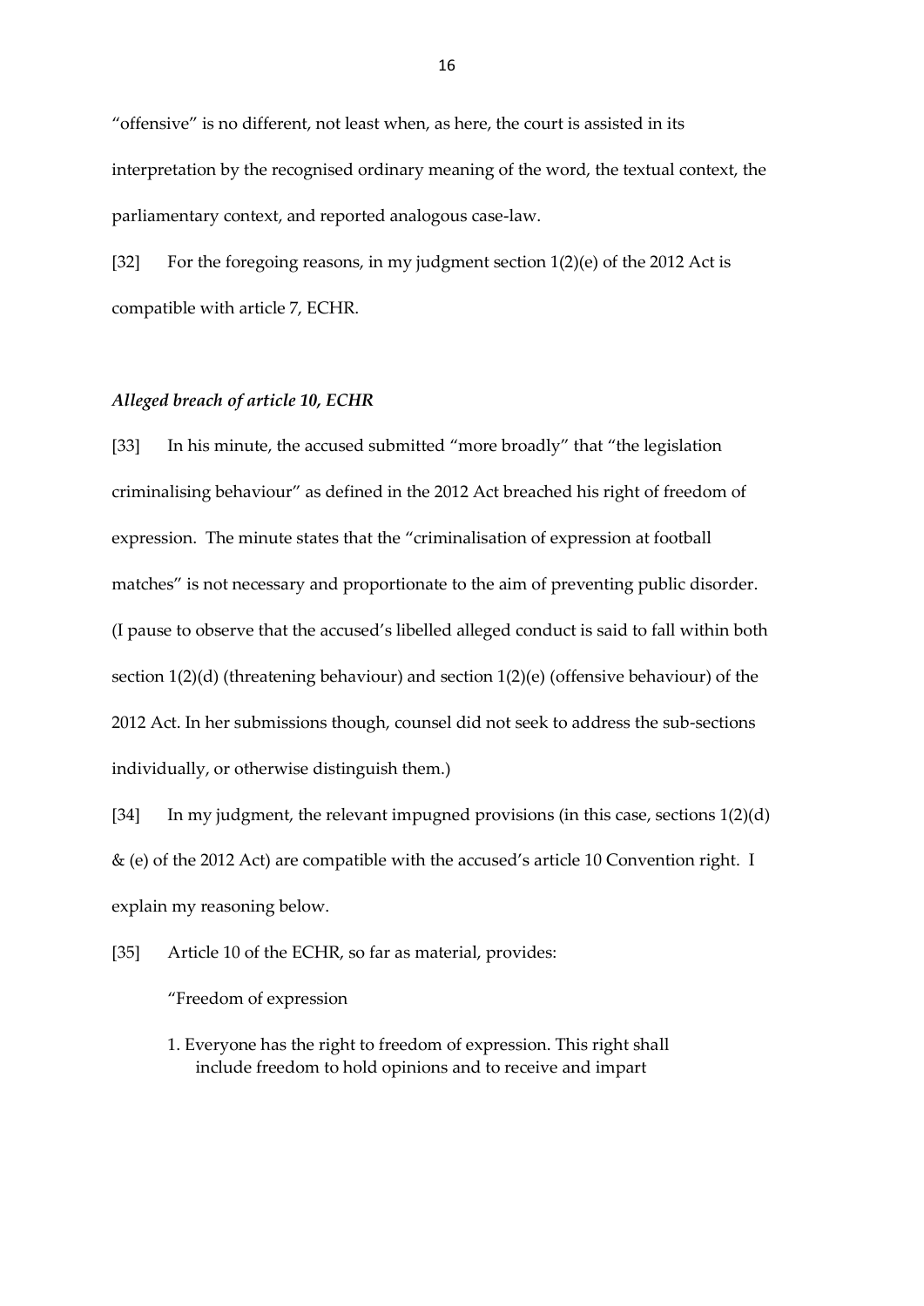"offensive" is no different, not least when, as here, the court is assisted in its interpretation by the recognised ordinary meaning of the word, the textual context, the parliamentary context, and reported analogous case-law.

[32] For the foregoing reasons, in my judgment section 1(2)(e) of the 2012 Act is compatible with article 7, ECHR.

### *Alleged breach of article 10, ECHR*

[33] In his minute, the accused submitted "more broadly" that "the legislation criminalising behaviour" as defined in the 2012 Act breached his right of freedom of expression. The minute states that the "criminalisation of expression at football matches" is not necessary and proportionate to the aim of preventing public disorder. (I pause to observe that the accused's libelled alleged conduct is said to fall within both section 1(2)(d) (threatening behaviour) and section 1(2)(e) (offensive behaviour) of the 2012 Act. In her submissions though, counsel did not seek to address the sub-sections individually, or otherwise distinguish them.)

[34] In my judgment, the relevant impugned provisions (in this case, sections 1(2)(d) & (e) of the 2012 Act) are compatible with the accused's article 10 Convention right. I explain my reasoning below.

[35] Article 10 of the ECHR, so far as material, provides:

> "Freedom of expression
>
> 1. Everyone has the right to freedom of expression. This right shall include freedom to hold opinions and to receive and impart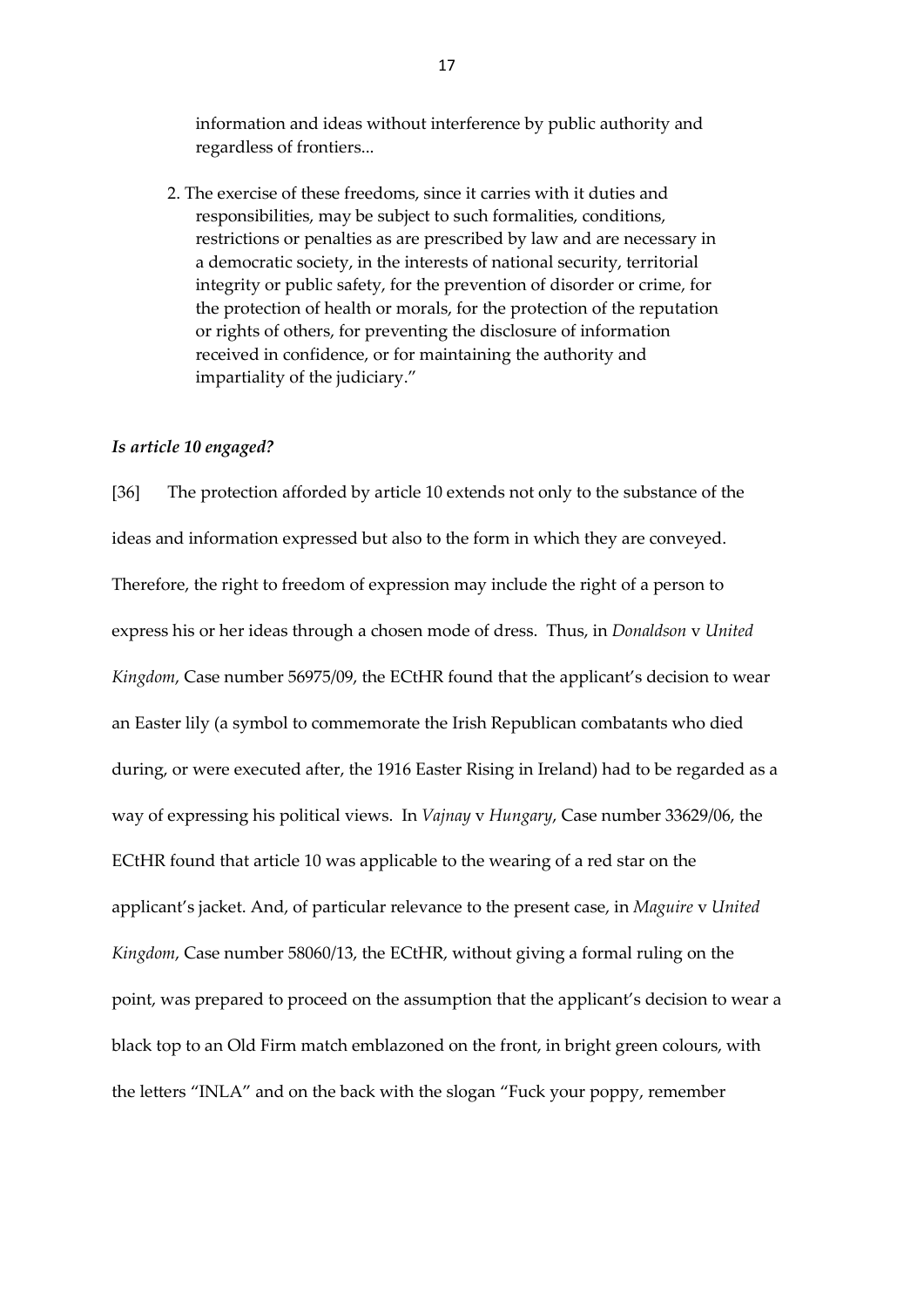information and ideas without interference by public authority and regardless of frontiers...

2. The exercise of these freedoms, since it carries with it duties and responsibilities, may be subject to such formalities, conditions, restrictions or penalties as are prescribed by law and are necessary in a democratic society, in the interests of national security, territorial integrity or public safety, for the prevention of disorder or crime, for the protection of health or morals, for the protection of the reputation or rights of others, for preventing the disclosure of information received in confidence, or for maintaining the authority and impartiality of the judiciary."

### *Is article 10 engaged?*

[36] The protection afforded by article 10 extends not only to the substance of the ideas and information expressed but also to the form in which they are conveyed. Therefore, the right to freedom of expression may include the right of a person to express his or her ideas through a chosen mode of dress. Thus, in *Donaldson* v *United Kingdom*, Case number 56975/09, the ECtHR found that the applicant's decision to wear an Easter lily (a symbol to commemorate the Irish Republican combatants who died during, or were executed after, the 1916 Easter Rising in Ireland) had to be regarded as a way of expressing his political views. In *Vajnay* v *Hungary*, Case number 33629/06, the ECtHR found that article 10 was applicable to the wearing of a red star on the applicant's jacket. And, of particular relevance to the present case, in *Maguire* v *United Kingdom*, Case number 58060/13, the ECtHR, without giving a formal ruling on the point, was prepared to proceed on the assumption that the applicant's decision to wear a black top to an Old Firm match emblazoned on the front, in bright green colours, with the letters "INLA" and on the back with the slogan "Fuck your poppy, remember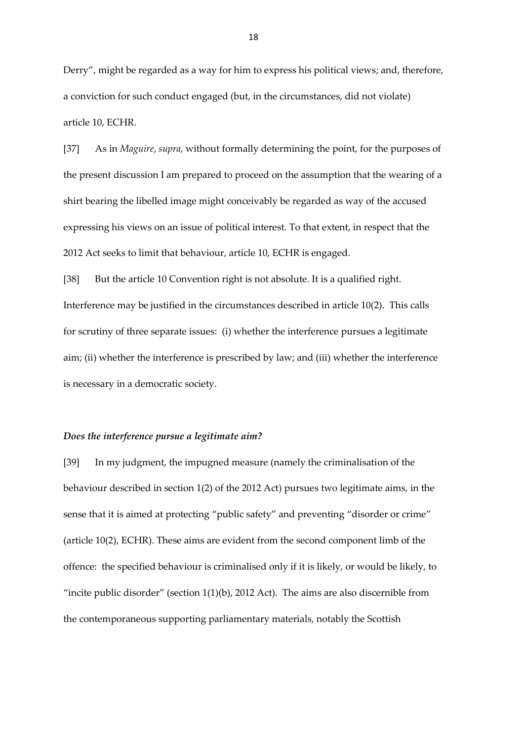Derry", might be regarded as a way for him to express his political views; and, therefore, a conviction for such conduct engaged (but, in the circumstances, did not violate) article 10, ECHR.

[37] As in *Maguire, supra,* without formally determining the point, for the purposes of the present discussion I am prepared to proceed on the assumption that the wearing of a shirt bearing the libelled image might conceivably be regarded as way of the accused expressing his views on an issue of political interest. To that extent, in respect that the 2012 Act seeks to limit that behaviour, article 10, ECHR is engaged.

[38] But the article 10 Convention right is not absolute. It is a qualified right. Interference may be justified in the circumstances described in article 10(2). This calls for scrutiny of three separate issues: (i) whether the interference pursues a legitimate aim; (ii) whether the interference is prescribed by law; and (iii) whether the interference is necessary in a democratic society.

***Does the interference pursue a legitimate aim?***

[39] In my judgment, the impugned measure (namely the criminalisation of the behaviour described in section 1(2) of the 2012 Act) pursues two legitimate aims, in the sense that it is aimed at protecting "public safety" and preventing "disorder or crime" (article 10(2), ECHR). These aims are evident from the second component limb of the offence: the specified behaviour is criminalised only if it is likely, or would be likely, to "incite public disorder" (section 1(1)(b), 2012 Act). The aims are also discernible from the contemporaneous supporting parliamentary materials, notably the Scottish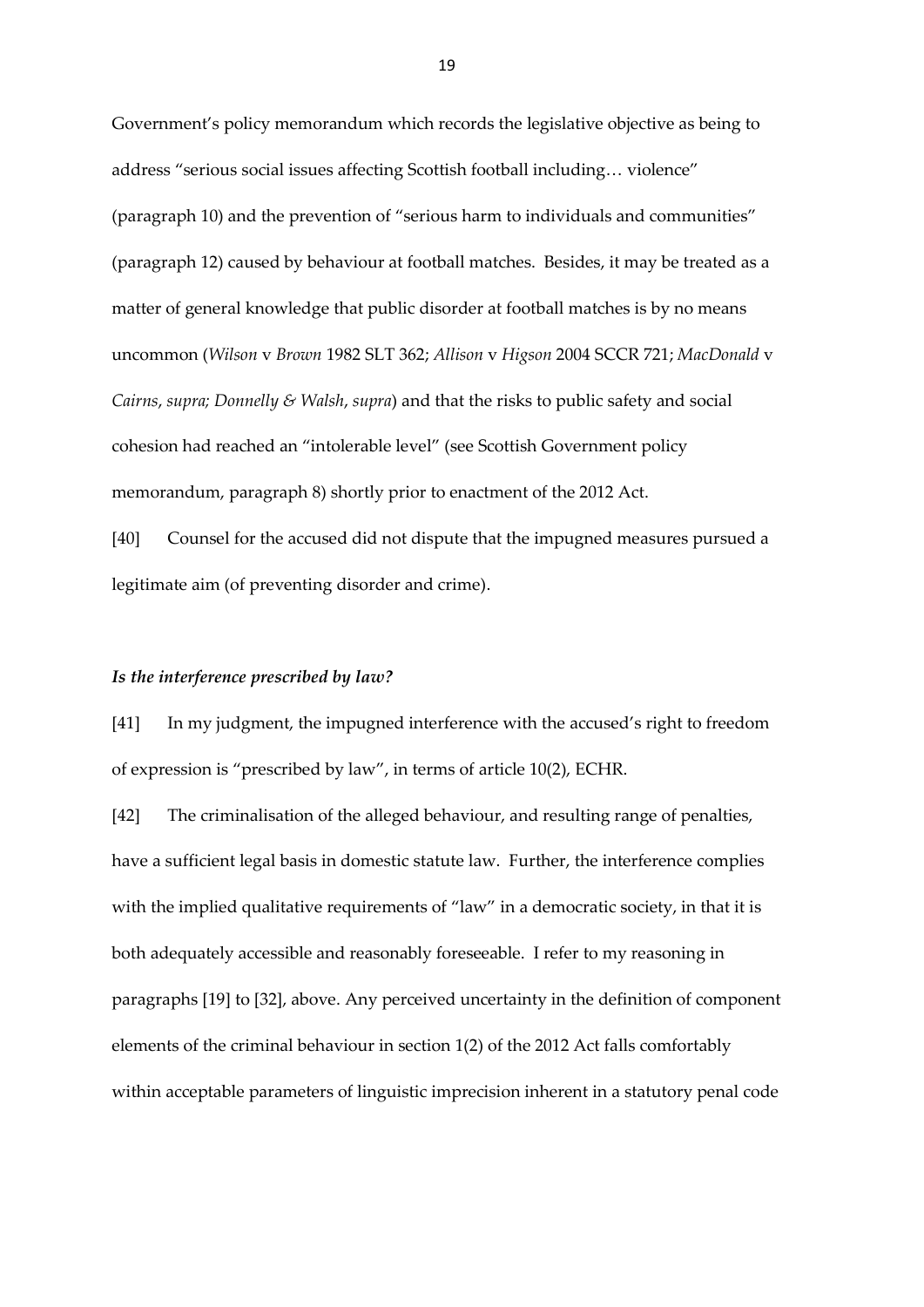Government's policy memorandum which records the legislative objective as being to address "serious social issues affecting Scottish football including… violence" (paragraph 10) and the prevention of "serious harm to individuals and communities" (paragraph 12) caused by behaviour at football matches. Besides, it may be treated as a matter of general knowledge that public disorder at football matches is by no means uncommon (*Wilson* v *Brown* 1982 SLT 362; *Allison* v *Higson* 2004 SCCR 721; *MacDonald* v *Cairns*, *supra; Donnelly & Walsh*, *supra*) and that the risks to public safety and social cohesion had reached an "intolerable level" (see Scottish Government policy memorandum, paragraph 8) shortly prior to enactment of the 2012 Act.

[40] Counsel for the accused did not dispute that the impugned measures pursued a legitimate aim (of preventing disorder and crime).

### *Is the interference prescribed by law?*

[41] In my judgment, the impugned interference with the accused's right to freedom of expression is "prescribed by law", in terms of article 10(2), ECHR.

[42] The criminalisation of the alleged behaviour, and resulting range of penalties, have a sufficient legal basis in domestic statute law. Further, the interference complies with the implied qualitative requirements of "law" in a democratic society, in that it is both adequately accessible and reasonably foreseeable. I refer to my reasoning in paragraphs [19] to [32], above. Any perceived uncertainty in the definition of component elements of the criminal behaviour in section 1(2) of the 2012 Act falls comfortably within acceptable parameters of linguistic imprecision inherent in a statutory penal code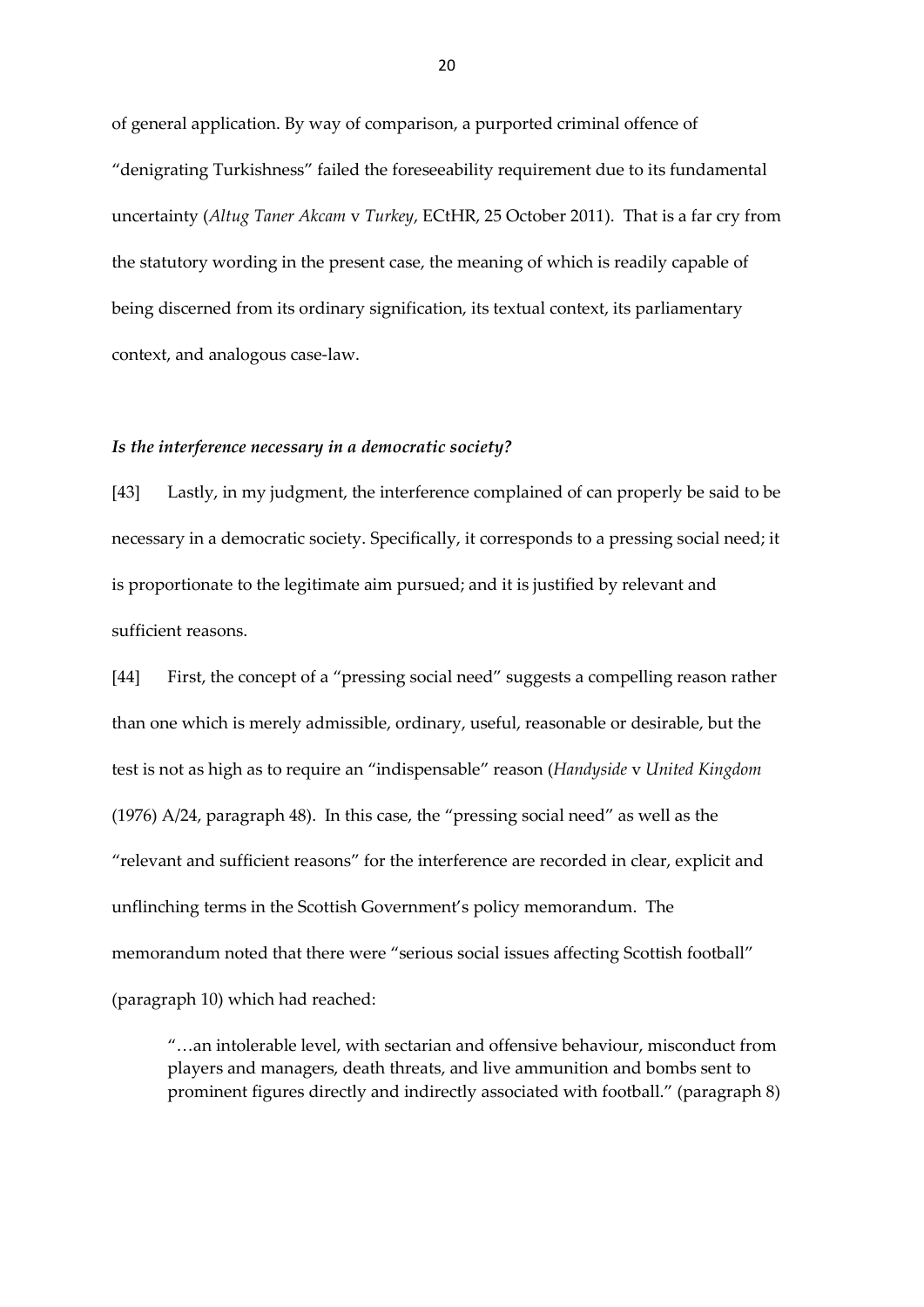of general application. By way of comparison, a purported criminal offence of "denigrating Turkishness" failed the foreseeability requirement due to its fundamental uncertainty (*Altug Taner Akcam* v *Turkey*, ECtHR, 25 October 2011). That is a far cry from the statutory wording in the present case, the meaning of which is readily capable of being discerned from its ordinary signification, its textual context, its parliamentary context, and analogous case-law.

### *Is the interference necessary in a democratic society?*

[43] Lastly, in my judgment, the interference complained of can properly be said to be necessary in a democratic society. Specifically, it corresponds to a pressing social need; it is proportionate to the legitimate aim pursued; and it is justified by relevant and sufficient reasons.

[44] First, the concept of a "pressing social need" suggests a compelling reason rather than one which is merely admissible, ordinary, useful, reasonable or desirable, but the test is not as high as to require an "indispensable" reason (*Handyside* v *United Kingdom* (1976) A/24, paragraph 48). In this case, the "pressing social need" as well as the "relevant and sufficient reasons" for the interference are recorded in clear, explicit and unflinching terms in the Scottish Government's policy memorandum. The memorandum noted that there were "serious social issues affecting Scottish football" (paragraph 10) which had reached:

> "…an intolerable level, with sectarian and offensive behaviour, misconduct from players and managers, death threats, and live ammunition and bombs sent to prominent figures directly and indirectly associated with football." (paragraph 8)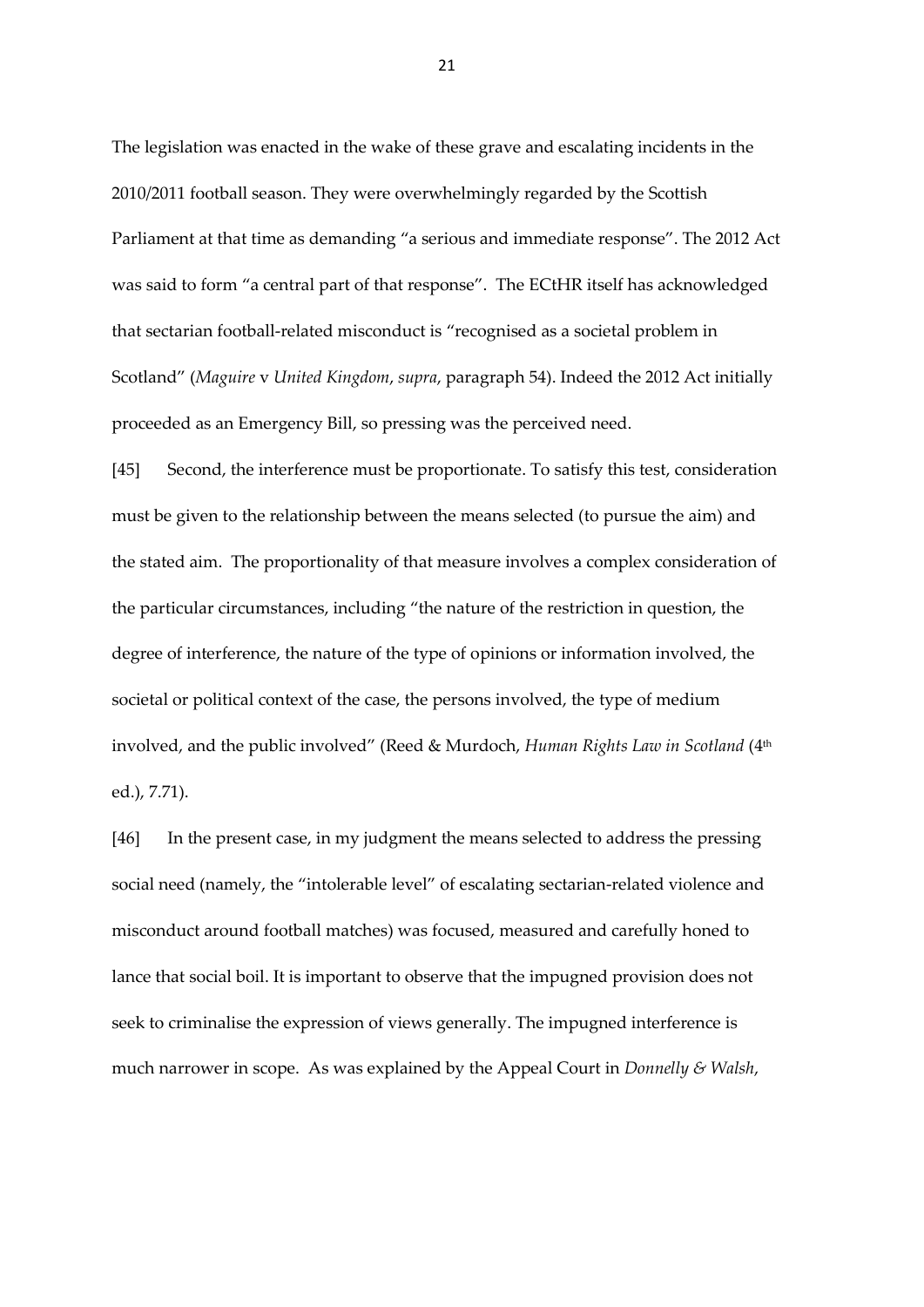The legislation was enacted in the wake of these grave and escalating incidents in the 2010/2011 football season. They were overwhelmingly regarded by the Scottish Parliament at that time as demanding "a serious and immediate response". The 2012 Act was said to form "a central part of that response". The ECtHR itself has acknowledged that sectarian football-related misconduct is "recognised as a societal problem in Scotland" (*Maguire* v *United Kingdom*, *supra*, paragraph 54). Indeed the 2012 Act initially proceeded as an Emergency Bill, so pressing was the perceived need.

[45] Second, the interference must be proportionate. To satisfy this test, consideration must be given to the relationship between the means selected (to pursue the aim) and the stated aim. The proportionality of that measure involves a complex consideration of the particular circumstances, including "the nature of the restriction in question, the degree of interference, the nature of the type of opinions or information involved, the societal or political context of the case, the persons involved, the type of medium involved, and the public involved" (Reed & Murdoch, *Human Rights Law in Scotland* (4th ed.), 7.71).

[46] In the present case, in my judgment the means selected to address the pressing social need (namely, the "intolerable level" of escalating sectarian-related violence and misconduct around football matches) was focused, measured and carefully honed to lance that social boil. It is important to observe that the impugned provision does not seek to criminalise the expression of views generally. The impugned interference is much narrower in scope. As was explained by the Appeal Court in *Donnelly & Walsh*,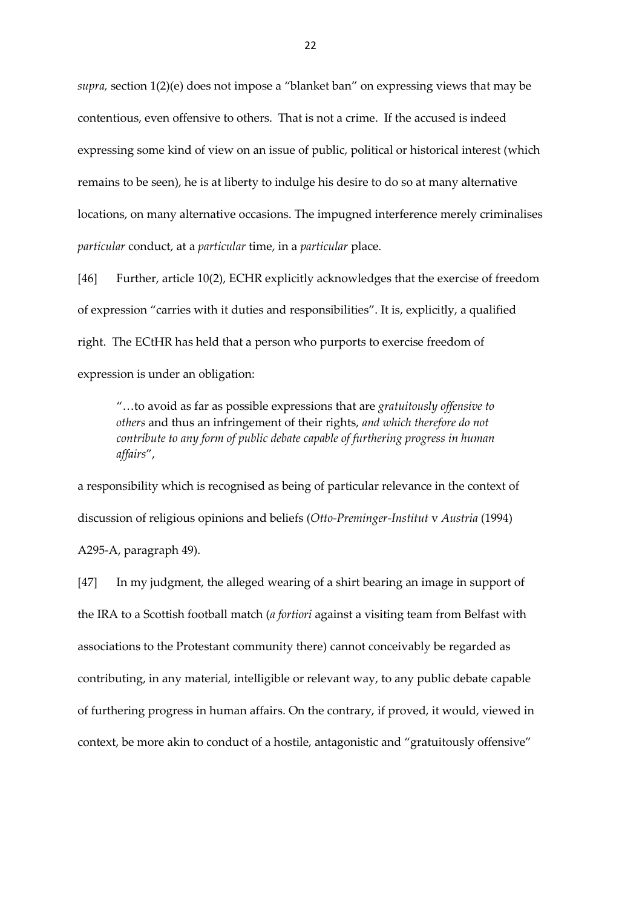*supra,* section 1(2)(e) does not impose a "blanket ban" on expressing views that may be contentious, even offensive to others. That is not a crime. If the accused is indeed expressing some kind of view on an issue of public, political or historical interest (which remains to be seen), he is at liberty to indulge his desire to do so at many alternative locations, on many alternative occasions. The impugned interference merely criminalises *particular* conduct, at a *particular* time, in a *particular* place.

[46] Further, article 10(2), ECHR explicitly acknowledges that the exercise of freedom of expression "carries with it duties and responsibilities". It is, explicitly, a qualified right. The ECtHR has held that a person who purports to exercise freedom of expression is under an obligation:

> "…to avoid as far as possible expressions that are *gratuitously offensive to others* and thus an infringement of their rights, *and which therefore do not contribute to any form of public debate capable of furthering progress in human affairs*",

a responsibility which is recognised as being of particular relevance in the context of discussion of religious opinions and beliefs (*Otto-Preminger-Institut* v *Austria* (1994) A295-A, paragraph 49).

[47] In my judgment, the alleged wearing of a shirt bearing an image in support of the IRA to a Scottish football match (*a fortiori* against a visiting team from Belfast with associations to the Protestant community there) cannot conceivably be regarded as contributing, in any material, intelligible or relevant way, to any public debate capable of furthering progress in human affairs. On the contrary, if proved, it would, viewed in context, be more akin to conduct of a hostile, antagonistic and "gratuitously offensive"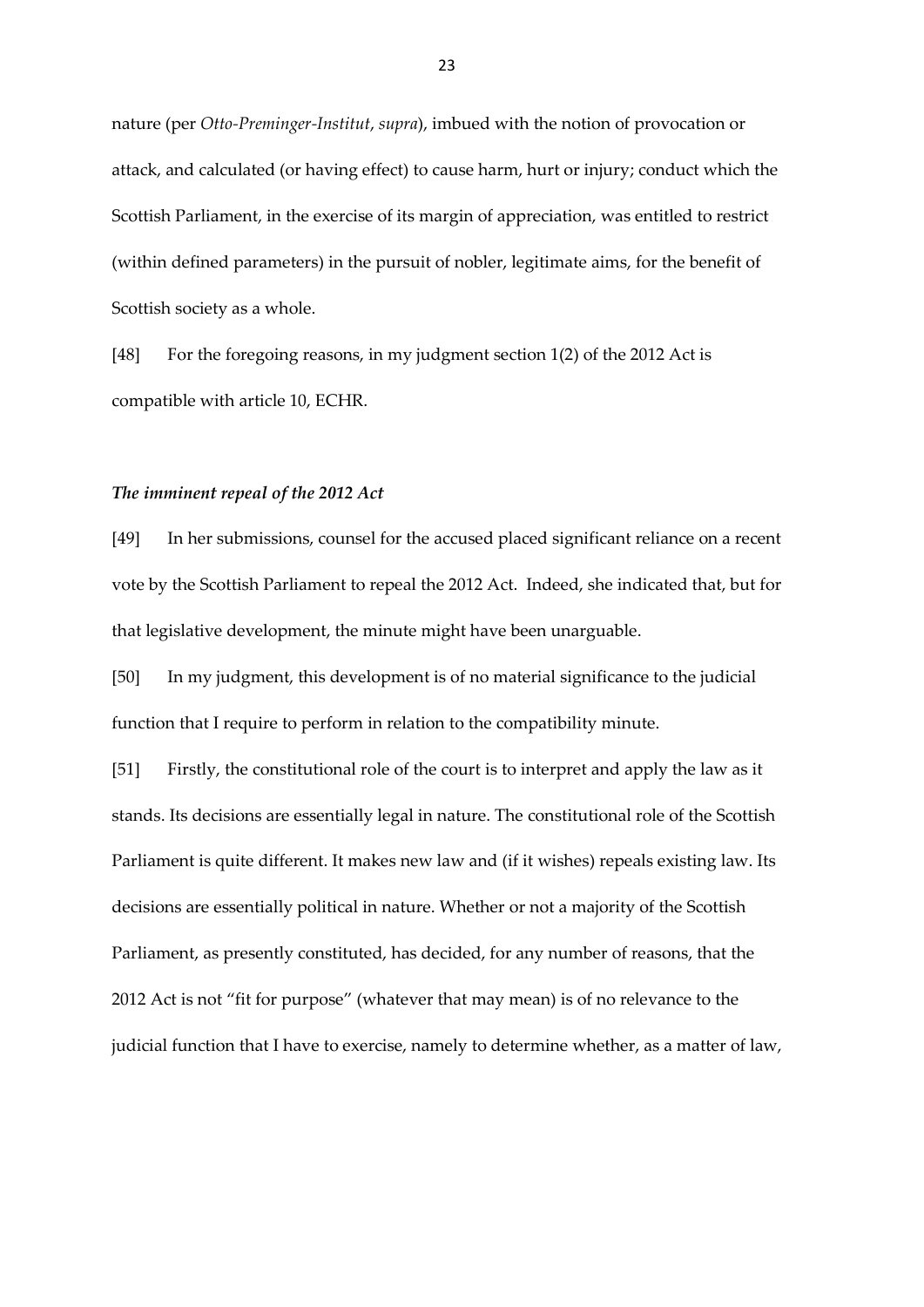nature (per *Otto-Preminger-Institut*, *supra*), imbued with the notion of provocation or attack, and calculated (or having effect) to cause harm, hurt or injury; conduct which the Scottish Parliament, in the exercise of its margin of appreciation, was entitled to restrict (within defined parameters) in the pursuit of nobler, legitimate aims, for the benefit of Scottish society as a whole.

[48] For the foregoing reasons, in my judgment section 1(2) of the 2012 Act is compatible with article 10, ECHR.

### *The imminent repeal of the 2012 Act*

[49] In her submissions, counsel for the accused placed significant reliance on a recent vote by the Scottish Parliament to repeal the 2012 Act. Indeed, she indicated that, but for that legislative development, the minute might have been unarguable.

[50] In my judgment, this development is of no material significance to the judicial function that I require to perform in relation to the compatibility minute.

[51] Firstly, the constitutional role of the court is to interpret and apply the law as it stands. Its decisions are essentially legal in nature. The constitutional role of the Scottish Parliament is quite different. It makes new law and (if it wishes) repeals existing law. Its decisions are essentially political in nature. Whether or not a majority of the Scottish Parliament, as presently constituted, has decided, for any number of reasons, that the 2012 Act is not "fit for purpose" (whatever that may mean) is of no relevance to the judicial function that I have to exercise, namely to determine whether, as a matter of law,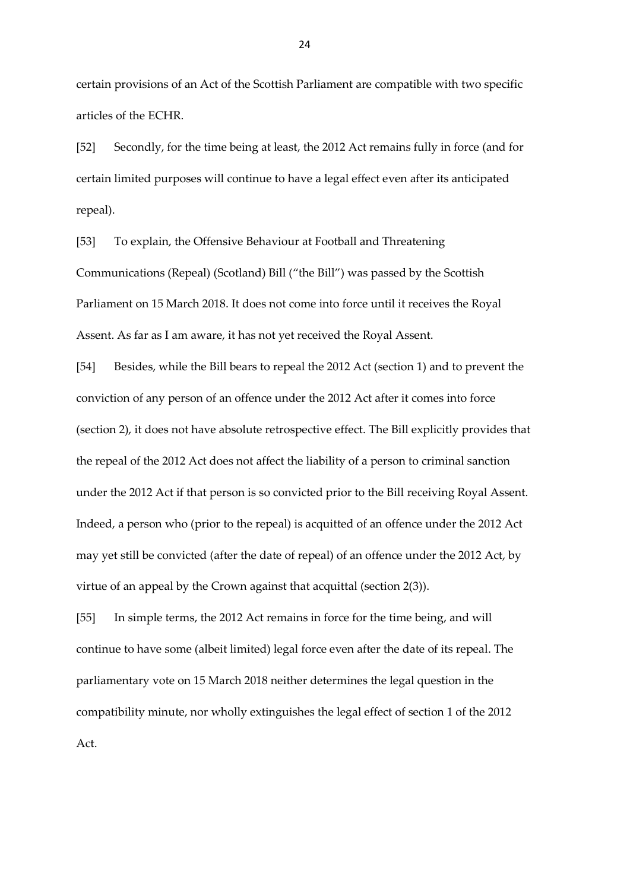certain provisions of an Act of the Scottish Parliament are compatible with two specific articles of the ECHR.

[52] Secondly, for the time being at least, the 2012 Act remains fully in force (and for certain limited purposes will continue to have a legal effect even after its anticipated repeal).

[53] To explain, the Offensive Behaviour at Football and Threatening Communications (Repeal) (Scotland) Bill ("the Bill") was passed by the Scottish Parliament on 15 March 2018. It does not come into force until it receives the Royal Assent. As far as I am aware, it has not yet received the Royal Assent.

[54] Besides, while the Bill bears to repeal the 2012 Act (section 1) and to prevent the conviction of any person of an offence under the 2012 Act after it comes into force (section 2), it does not have absolute retrospective effect. The Bill explicitly provides that the repeal of the 2012 Act does not affect the liability of a person to criminal sanction under the 2012 Act if that person is so convicted prior to the Bill receiving Royal Assent. Indeed, a person who (prior to the repeal) is acquitted of an offence under the 2012 Act may yet still be convicted (after the date of repeal) of an offence under the 2012 Act, by virtue of an appeal by the Crown against that acquittal (section 2(3)).

[55] In simple terms, the 2012 Act remains in force for the time being, and will continue to have some (albeit limited) legal force even after the date of its repeal. The parliamentary vote on 15 March 2018 neither determines the legal question in the compatibility minute, nor wholly extinguishes the legal effect of section 1 of the 2012 Act.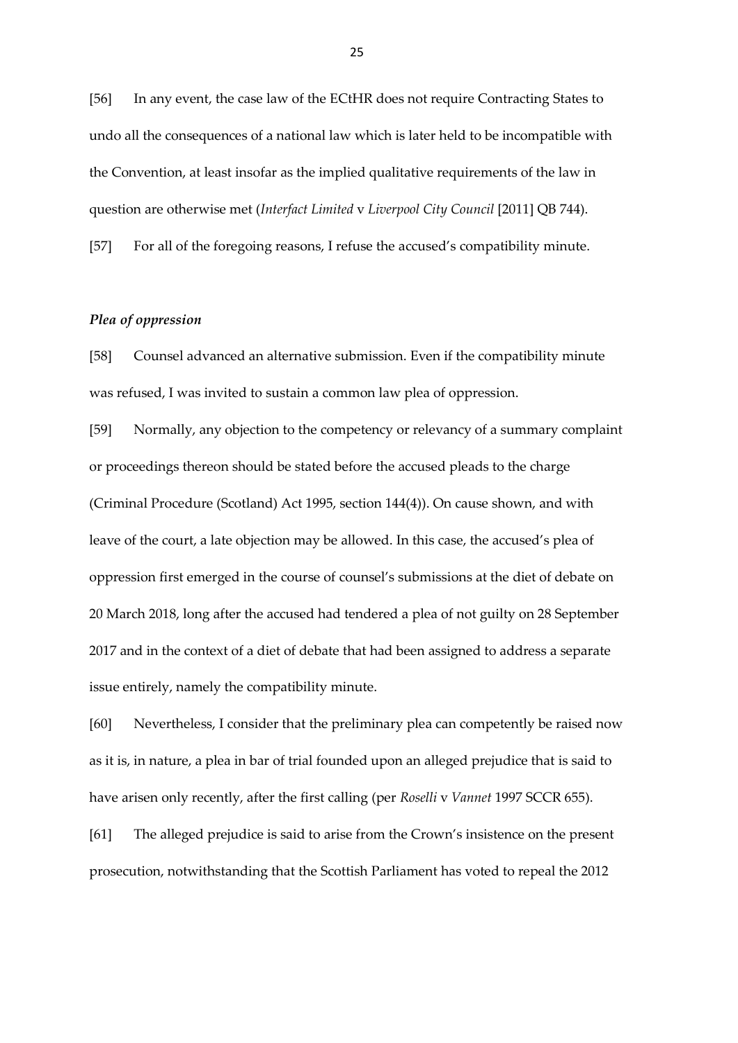[56] In any event, the case law of the ECtHR does not require Contracting States to undo all the consequences of a national law which is later held to be incompatible with the Convention, at least insofar as the implied qualitative requirements of the law in question are otherwise met (*Interfact Limited* v *Liverpool City Council* [2011] QB 744).

[57] For all of the foregoing reasons, I refuse the accused's compatibility minute.

### *Plea of oppression*

[58] Counsel advanced an alternative submission. Even if the compatibility minute was refused, I was invited to sustain a common law plea of oppression.

[59] Normally, any objection to the competency or relevancy of a summary complaint or proceedings thereon should be stated before the accused pleads to the charge (Criminal Procedure (Scotland) Act 1995, section 144(4)). On cause shown, and with leave of the court, a late objection may be allowed. In this case, the accused's plea of oppression first emerged in the course of counsel's submissions at the diet of debate on 20 March 2018, long after the accused had tendered a plea of not guilty on 28 September 2017 and in the context of a diet of debate that had been assigned to address a separate issue entirely, namely the compatibility minute.

[60] Nevertheless, I consider that the preliminary plea can competently be raised now as it is, in nature, a plea in bar of trial founded upon an alleged prejudice that is said to have arisen only recently, after the first calling (per *Roselli* v *Vannet* 1997 SCCR 655).

[61] The alleged prejudice is said to arise from the Crown's insistence on the present prosecution, notwithstanding that the Scottish Parliament has voted to repeal the 2012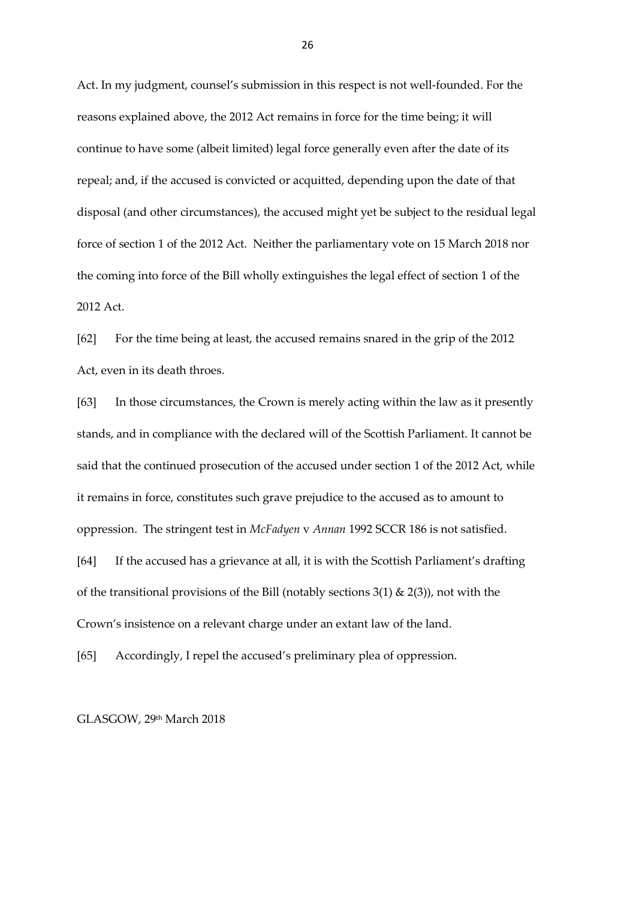Act. In my judgment, counsel's submission in this respect is not well-founded. For the reasons explained above, the 2012 Act remains in force for the time being; it will continue to have some (albeit limited) legal force generally even after the date of its repeal; and, if the accused is convicted or acquitted, depending upon the date of that disposal (and other circumstances), the accused might yet be subject to the residual legal force of section 1 of the 2012 Act. Neither the parliamentary vote on 15 March 2018 nor the coming into force of the Bill wholly extinguishes the legal effect of section 1 of the 2012 Act.

[62] For the time being at least, the accused remains snared in the grip of the 2012 Act, even in its death throes.

[63] In those circumstances, the Crown is merely acting within the law as it presently stands, and in compliance with the declared will of the Scottish Parliament. It cannot be said that the continued prosecution of the accused under section 1 of the 2012 Act, while it remains in force, constitutes such grave prejudice to the accused as to amount to oppression. The stringent test in *McFadyen* v *Annan* 1992 SCCR 186 is not satisfied.

[64] If the accused has a grievance at all, it is with the Scottish Parliament's drafting of the transitional provisions of the Bill (notably sections 3(1) & 2(3)), not with the Crown's insistence on a relevant charge under an extant law of the land.

[65] Accordingly, I repel the accused's preliminary plea of oppression.

GLASGOW, 29th March 2018